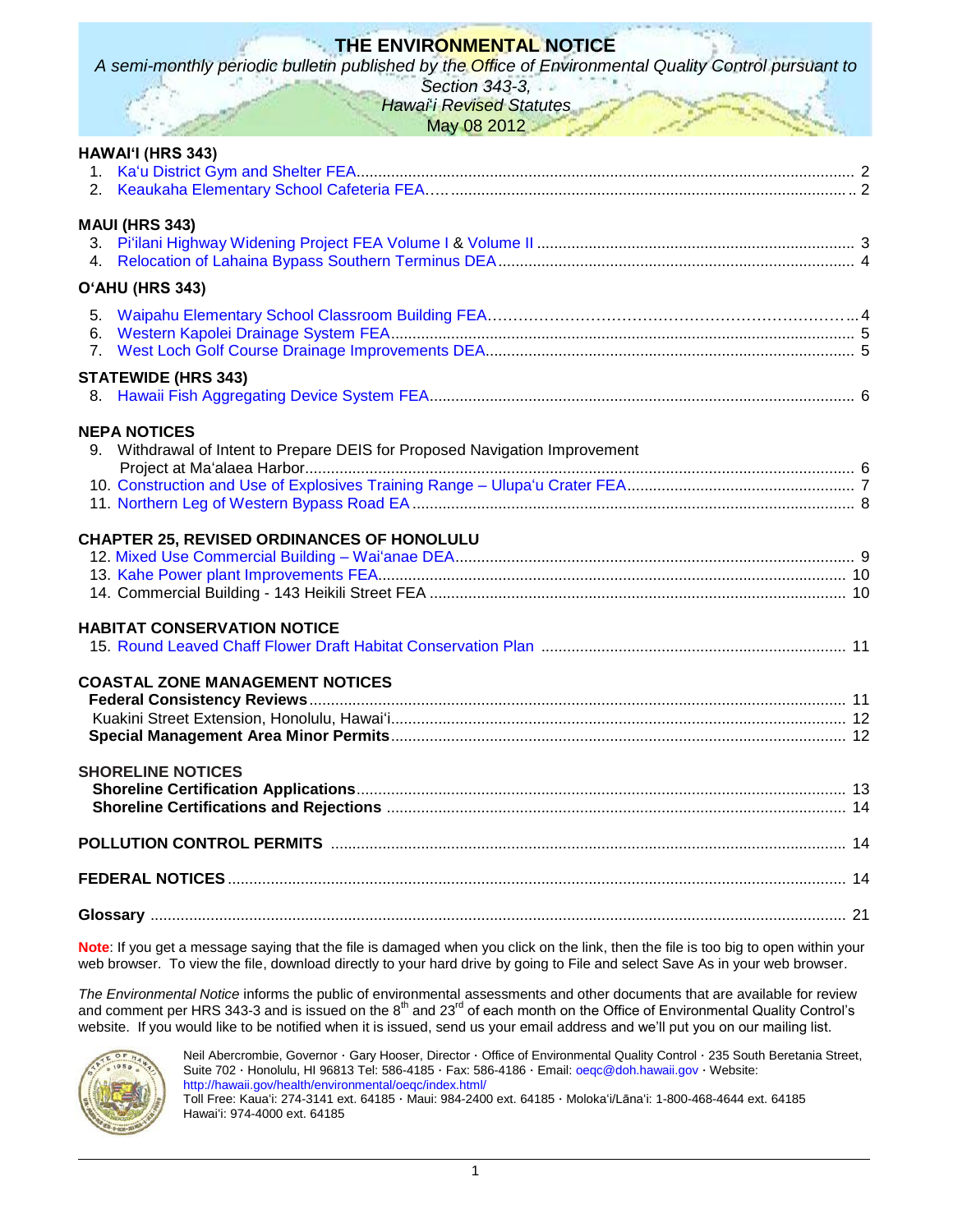# THE ENVIRONMENTAL NOTICE

*A semi-monthly periodic bulletin published by the Office of Environmental Quality Control pursuant to Section 343-3, Hawai'i Revised Statutes*

May 08 2012

**HAWAI'I (HRS 343)**

1. Ka'u District Gym and Shelter FEA................................................ 2
2. Keaukaha Elementary School Cafeteria FEA.......................................... 2

**MAUI (HRS 343)**

3. Pi'ilani Highway Widening Project FEA Volume I & Volume II .......................... 3
4. Relocation of Lahaina Bypass Southern Terminus DEA................................. 4

**O'AHU (HRS 343)**

5. Waipahu Elementary School Classroom Building FEA.................................. 4
6. Western Kapolei Drainage System FEA............................................... 5
7. West Loch Golf Course Drainage Improvements DEA.................................... 5

**STATEWIDE (HRS 343)**

8. Hawaii Fish Aggregating Device System FEA......................................... 6

**NEPA NOTICES**

9. Withdrawal of Intent to Prepare DEIS for Proposed Navigation Improvement Project at Ma'alaea Harbor.............................................................. 6
10. Construction and Use of Explosives Training Range – Ulupa'u Crater FEA............. 7
11. Northern Leg of Western Bypass Road EA.......................................... 8

**CHAPTER 25, REVISED ORDINANCES OF HONOLULU**

12. Mixed Use Commercial Building – Wai'anae DEA...................................... 9
13. Kahe Power plant Improvements FEA................................................ 10
14. Commercial Building - 143 Heikili Street FEA..................................... 10

**HABITAT CONSERVATION NOTICE**

15. Round Leaved Chaff Flower Draft Habitat Conservation Plan ......................... 11

**COASTAL ZONE MANAGEMENT NOTICES**

**Federal Consistency Reviews**.................................................... 11
Kuakini Street Extension, Honolulu, Hawai'i........................................ 12
**Special Management Area Minor Permits**........................................... 12

**SHORELINE NOTICES**

**Shoreline Certification Applications**............................................ 13
**Shoreline Certifications and Rejections** ........................................ 14

**POLLUTION CONTROL PERMITS** ....................................................... 14

**FEDERAL NOTICES**................................................................ 14

**Glossary** ....................................................................... 21

**Note**: If you get a message saying that the file is damaged when you click on the link, then the file is too big to open within your web browser. To view the file, download directly to your hard drive by going to File and select Save As in your web browser.

*The Environmental Notice* informs the public of environmental assessments and other documents that are available for review and comment per HRS 343-3 and is issued on the 8th and 23rd of each month on the Office of Environmental Quality Control's website. If you would like to be notified when it is issued, send us your email address and we'll put you on our mailing list.

Neil Abercrombie, Governor · Gary Hooser, Director · Office of Environmental Quality Control · 235 South Beretania Street, Suite 702 · Honolulu, HI 96813 Tel: 586-4185 · Fax: 586-4186 · Email: oeqc@doh.hawaii.gov · Website: http://hawaii.gov/health/environmental/oeqc/index.html/
Toll Free: Kaua'i: 274-3141 ext. 64185 · Maui: 984-2400 ext. 64185 · Moloka'i/Lāna'i: 1-800-468-4644 ext. 64185
Hawai'i: 974-4000 ext. 64185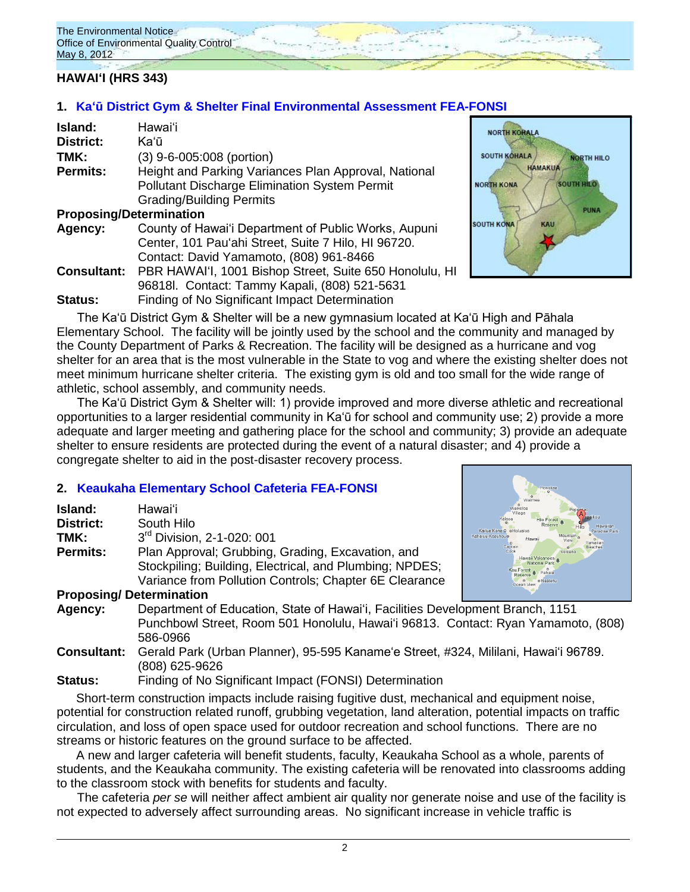## HAWAIʻI (HRS 343)

### 1. Kaʻū District Gym & Shelter Final Environmental Assessment FEA-FONSI

**Island:** Hawaiʻi
**District:** Kaʻū
**TMK:** (3) 9-6-005:008 (portion)
**Permits:** Height and Parking Variances Plan Approval, National Pollutant Discharge Elimination System Permit Grading/Building Permits

**Proposing/Determination**
**Agency:** County of Hawaiʻi Department of Public Works, Aupuni Center, 101 Pauʻahi Street, Suite 7 Hilo, HI 96720. Contact: David Yamamoto, (808) 961-8466
**Consultant:** PBR HAWAIʻI, 1001 Bishop Street, Suite 650 Honolulu, HI 96818l. Contact: Tammy Kapali, (808) 521-5631
**Status:** Finding of No Significant Impact Determination

The Kaʻū District Gym & Shelter will be a new gymnasium located at Kaʻū High and Pāhala Elementary School. The facility will be jointly used by the school and the community and managed by the County Department of Parks & Recreation. The facility will be designed as a hurricane and vog shelter for an area that is the most vulnerable in the State to vog and where the existing shelter does not meet minimum hurricane shelter criteria. The existing gym is old and too small for the wide range of athletic, school assembly, and community needs.

The Kaʻū District Gym & Shelter will: 1) provide improved and more diverse athletic and recreational opportunities to a larger residential community in Kaʻū for school and community use; 2) provide a more adequate and larger meeting and gathering place for the school and community; 3) provide an adequate shelter to ensure residents are protected during the event of a natural disaster; and 4) provide a congregate shelter to aid in the post-disaster recovery process.

### 2. Keaukaha Elementary School Cafeteria FEA-FONSI

**Island:** Hawaiʻi
**District:** South Hilo
**TMK:** 3rd Division, 2-1-020: 001
**Permits:** Plan Approval; Grubbing, Grading, Excavation, and Stockpiling; Building, Electrical, and Plumbing; NPDES; Variance from Pollution Controls; Chapter 6E Clearance

**Proposing/ Determination**
**Agency:** Department of Education, State of Hawaiʻi, Facilities Development Branch, 1151 Punchbowl Street, Room 501 Honolulu, Hawaiʻi 96813. Contact: Ryan Yamamoto, (808) 586-0966
**Consultant:** Gerald Park (Urban Planner), 95-595 Kanameʻe Street, #324, Mililani, Hawaiʻi 96789. (808) 625-9626
**Status:** Finding of No Significant Impact (FONSI) Determination

Short-term construction impacts include raising fugitive dust, mechanical and equipment noise, potential for construction related runoff, grubbing vegetation, land alteration, potential impacts on traffic circulation, and loss of open space used for outdoor recreation and school functions. There are no streams or historic features on the ground surface to be affected.

A new and larger cafeteria will benefit students, faculty, Keaukaha School as a whole, parents of students, and the Keaukaha community. The existing cafeteria will be renovated into classrooms adding to the classroom stock with benefits for students and faculty.

The cafeteria *per se* will neither affect ambient air quality nor generate noise and use of the facility is not expected to adversely affect surrounding areas. No significant increase in vehicle traffic is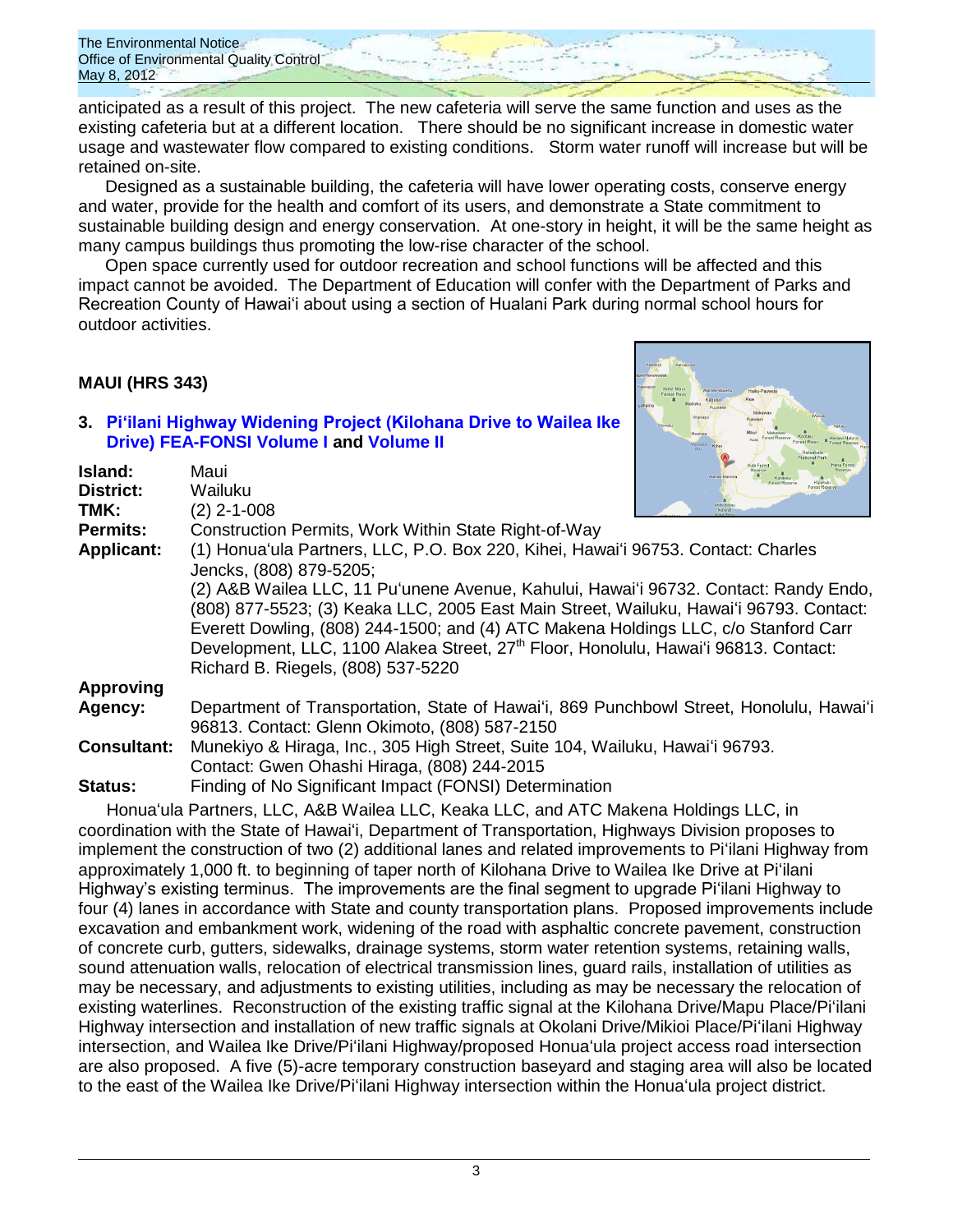anticipated as a result of this project. The new cafeteria will serve the same function and uses as the existing cafeteria but at a different location. There should be no significant increase in domestic water usage and wastewater flow compared to existing conditions. Storm water runoff will increase but will be retained on-site.

Designed as a sustainable building, the cafeteria will have lower operating costs, conserve energy and water, provide for the health and comfort of its users, and demonstrate a State commitment to sustainable building design and energy conservation. At one-story in height, it will be the same height as many campus buildings thus promoting the low-rise character of the school.

Open space currently used for outdoor recreation and school functions will be affected and this impact cannot be avoided. The Department of Education will confer with the Department of Parks and Recreation County of Hawaiʻi about using a section of Hualani Park during normal school hours for outdoor activities.

## MAUI (HRS 343)

### 3. Piʻilani Highway Widening Project (Kilohana Drive to Wailea Ike Drive) FEA-FONSI Volume I and Volume II

**Island:** Maui
**District:** Wailuku
**TMK:** (2) 2-1-008
**Permits:** Construction Permits, Work Within State Right-of-Way
**Applicant:** (1) Honuaʻula Partners, LLC, P.O. Box 220, Kihei, Hawaiʻi 96753. Contact: Charles Jencks, (808) 879-5205;
(2) A&B Wailea LLC, 11 Puʻunene Avenue, Kahului, Hawaiʻi 96732. Contact: Randy Endo, (808) 877-5523; (3) Keaka LLC, 2005 East Main Street, Wailuku, Hawaiʻi 96793. Contact: Everett Dowling, (808) 244-1500; and (4) ATC Makena Holdings LLC, c/o Stanford Carr Development, LLC, 1100 Alakea Street, 27th Floor, Honolulu, Hawaiʻi 96813. Contact: Richard B. Riegels, (808) 537-5220
**Approving Agency:** Department of Transportation, State of Hawaiʻi, 869 Punchbowl Street, Honolulu, Hawaiʻi 96813. Contact: Glenn Okimoto, (808) 587-2150
**Consultant:** Munekiyo & Hiraga, Inc., 305 High Street, Suite 104, Wailuku, Hawaiʻi 96793. Contact: Gwen Ohashi Hiraga, (808) 244-2015
**Status:** Finding of No Significant Impact (FONSI) Determination

Honuaʻula Partners, LLC, A&B Wailea LLC, Keaka LLC, and ATC Makena Holdings LLC, in coordination with the State of Hawaiʻi, Department of Transportation, Highways Division proposes to implement the construction of two (2) additional lanes and related improvements to Piʻilani Highway from approximately 1,000 ft. to beginning of taper north of Kilohana Drive to Wailea Ike Drive at Piʻilani Highway's existing terminus. The improvements are the final segment to upgrade Piʻilani Highway to four (4) lanes in accordance with State and county transportation plans. Proposed improvements include excavation and embankment work, widening of the road with asphaltic concrete pavement, construction of concrete curb, gutters, sidewalks, drainage systems, storm water retention systems, retaining walls, sound attenuation walls, relocation of electrical transmission lines, guard rails, installation of utilities as may be necessary, and adjustments to existing utilities, including as may be necessary the relocation of existing waterlines. Reconstruction of the existing traffic signal at the Kilohana Drive/Mapu Place/Piʻilani Highway intersection and installation of new traffic signals at Okolani Drive/Mikioi Place/Piʻilani Highway intersection, and Wailea Ike Drive/Piʻilani Highway/proposed Honuaʻula project access road intersection are also proposed. A five (5)-acre temporary construction baseyard and staging area will also be located to the east of the Wailea Ike Drive/Piʻilani Highway intersection within the Honuaʻula project district.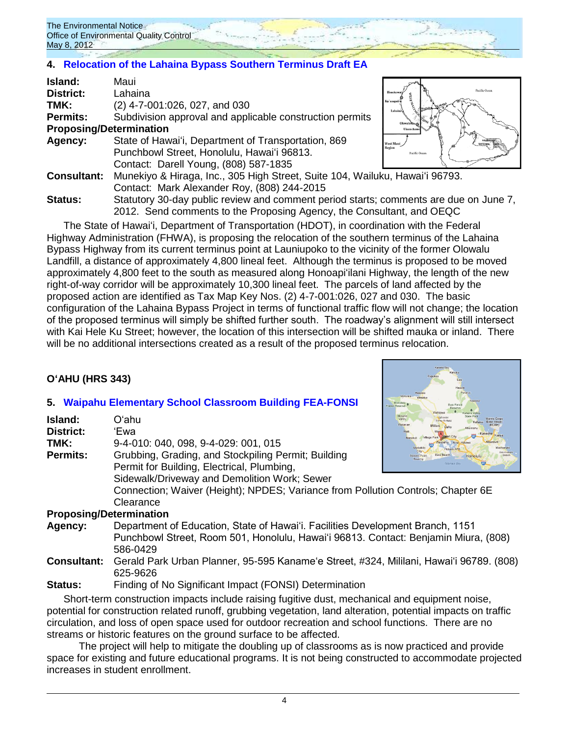## 4. Relocation of the Lahaina Bypass Southern Terminus Draft EA

**Island:** Maui
**District:** Lahaina
**TMK:** (2) 4-7-001:026, 027, and 030
**Permits:** Subdivision approval and applicable construction permits

**Proposing/Determination**

**Agency:** State of Hawaiʻi, Department of Transportation, 869 Punchbowl Street, Honolulu, Hawaiʻi 96813. Contact: Darell Young, (808) 587-1835
**Consultant:** Munekiyo & Hiraga, Inc., 305 High Street, Suite 104, Wailuku, Hawaiʻi 96793. Contact: Mark Alexander Roy, (808) 244-2015
**Status:** Statutory 30-day public review and comment period starts; comments are due on June 7, 2012. Send comments to the Proposing Agency, the Consultant, and OEQC

The State of Hawaiʻi, Department of Transportation (HDOT), in coordination with the Federal Highway Administration (FHWA), is proposing the relocation of the southern terminus of the Lahaina Bypass Highway from its current terminus point at Launiupoko to the vicinity of the former Olowalu Landfill, a distance of approximately 4,800 lineal feet. Although the terminus is proposed to be moved approximately 4,800 feet to the south as measured along Honoapiʻilani Highway, the length of the new right-of-way corridor will be approximately 10,300 lineal feet. The parcels of land affected by the proposed action are identified as Tax Map Key Nos. (2) 4-7-001:026, 027 and 030. The basic configuration of the Lahaina Bypass Project in terms of functional traffic flow will not change; the location of the proposed terminus will simply be shifted further south. The roadway's alignment will still intersect with Kai Hele Ku Street; however, the location of this intersection will be shifted mauka or inland. There will be no additional intersections created as a result of the proposed terminus relocation.

## OʻAHU (HRS 343)

## 5. Waipahu Elementary School Classroom Building FEA-FONSI

**Island:** Oʻahu
**District:** ʻEwa
**TMK:** 9-4-010: 040, 098, 9-4-029: 001, 015
**Permits:** Grubbing, Grading, and Stockpiling Permit; Building Permit for Building, Electrical, Plumbing, Sidewalk/Driveway and Demolition Work; Sewer Connection; Waiver (Height); NPDES; Variance from Pollution Controls; Chapter 6E Clearance

**Proposing/Determination**

**Agency:** Department of Education, State of Hawaiʻi. Facilities Development Branch, 1151 Punchbowl Street, Room 501, Honolulu, Hawaiʻi 96813. Contact: Benjamin Miura, (808) 586-0429
**Consultant:** Gerald Park Urban Planner, 95-595 Kanameʻe Street, #324, Mililani, Hawaiʻi 96789. (808) 625-9626
**Status:** Finding of No Significant Impact (FONSI) Determination

Short-term construction impacts include raising fugitive dust, mechanical and equipment noise, potential for construction related runoff, grubbing vegetation, land alteration, potential impacts on traffic circulation, and loss of open space used for outdoor recreation and school functions. There are no streams or historic features on the ground surface to be affected.

The project will help to mitigate the doubling up of classrooms as is now practiced and provide space for existing and future educational programs. It is not being constructed to accommodate projected increases in student enrollment.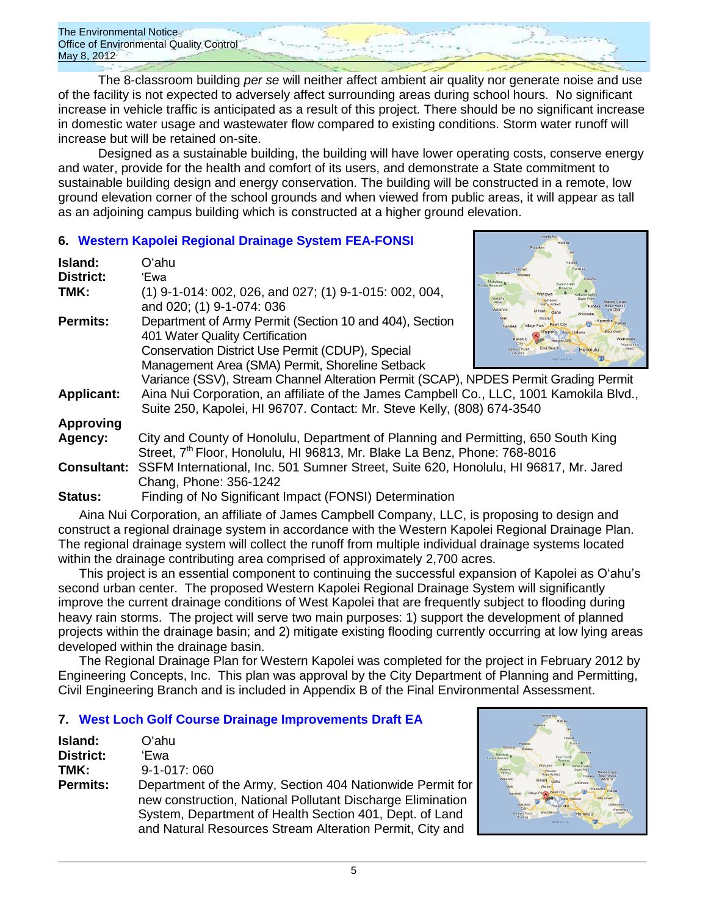The 8-classroom building *per se* will neither affect ambient air quality nor generate noise and use of the facility is not expected to adversely affect surrounding areas during school hours. No significant increase in vehicle traffic is anticipated as a result of this project. There should be no significant increase in domestic water usage and wastewater flow compared to existing conditions. Storm water runoff will increase but will be retained on-site.

Designed as a sustainable building, the building will have lower operating costs, conserve energy and water, provide for the health and comfort of its users, and demonstrate a State commitment to sustainable building design and energy conservation. The building will be constructed in a remote, low ground elevation corner of the school grounds and when viewed from public areas, it will appear as tall as an adjoining campus building which is constructed at a higher ground elevation.

## 6. Western Kapolei Regional Drainage System FEA-FONSI

**Island:** Oʻahu
**District:** ʻEwa
**TMK:** (1) 9-1-014: 002, 026, and 027; (1) 9-1-015: 002, 004, and 020; (1) 9-1-074: 036
**Permits:** Department of Army Permit (Section 10 and 404), Section 401 Water Quality Certification
Conservation District Use Permit (CDUP), Special Management Area (SMA) Permit, Shoreline Setback Variance (SSV), Stream Channel Alteration Permit (SCAP), NPDES Permit Grading Permit
**Applicant:** Aina Nui Corporation, an affiliate of the James Campbell Co., LLC, 1001 Kamokila Blvd., Suite 250, Kapolei, HI 96707. Contact: Mr. Steve Kelly, (808) 674-3540
**Approving Agency:** City and County of Honolulu, Department of Planning and Permitting, 650 South King Street, 7th Floor, Honolulu, HI 96813, Mr. Blake La Benz, Phone: 768-8016
**Consultant:** SSFM International, Inc. 501 Sumner Street, Suite 620, Honolulu, HI 96817, Mr. Jared Chang, Phone: 356-1242
**Status:** Finding of No Significant Impact (FONSI) Determination

Aina Nui Corporation, an affiliate of James Campbell Company, LLC, is proposing to design and construct a regional drainage system in accordance with the Western Kapolei Regional Drainage Plan. The regional drainage system will collect the runoff from multiple individual drainage systems located within the drainage contributing area comprised of approximately 2,700 acres.

This project is an essential component to continuing the successful expansion of Kapolei as Oʻahu's second urban center. The proposed Western Kapolei Regional Drainage System will significantly improve the current drainage conditions of West Kapolei that are frequently subject to flooding during heavy rain storms. The project will serve two main purposes: 1) support the development of planned projects within the drainage basin; and 2) mitigate existing flooding currently occurring at low lying areas developed within the drainage basin.

The Regional Drainage Plan for Western Kapolei was completed for the project in February 2012 by Engineering Concepts, Inc. This plan was approval by the City Department of Planning and Permitting, Civil Engineering Branch and is included in Appendix B of the Final Environmental Assessment.

## 7. West Loch Golf Course Drainage Improvements Draft EA

**Island:** Oʻahu
**District:** ʻEwa
**TMK:** 9-1-017: 060
**Permits:** Department of the Army, Section 404 Nationwide Permit for new construction, National Pollutant Discharge Elimination System, Department of Health Section 401, Dept. of Land and Natural Resources Stream Alteration Permit, City and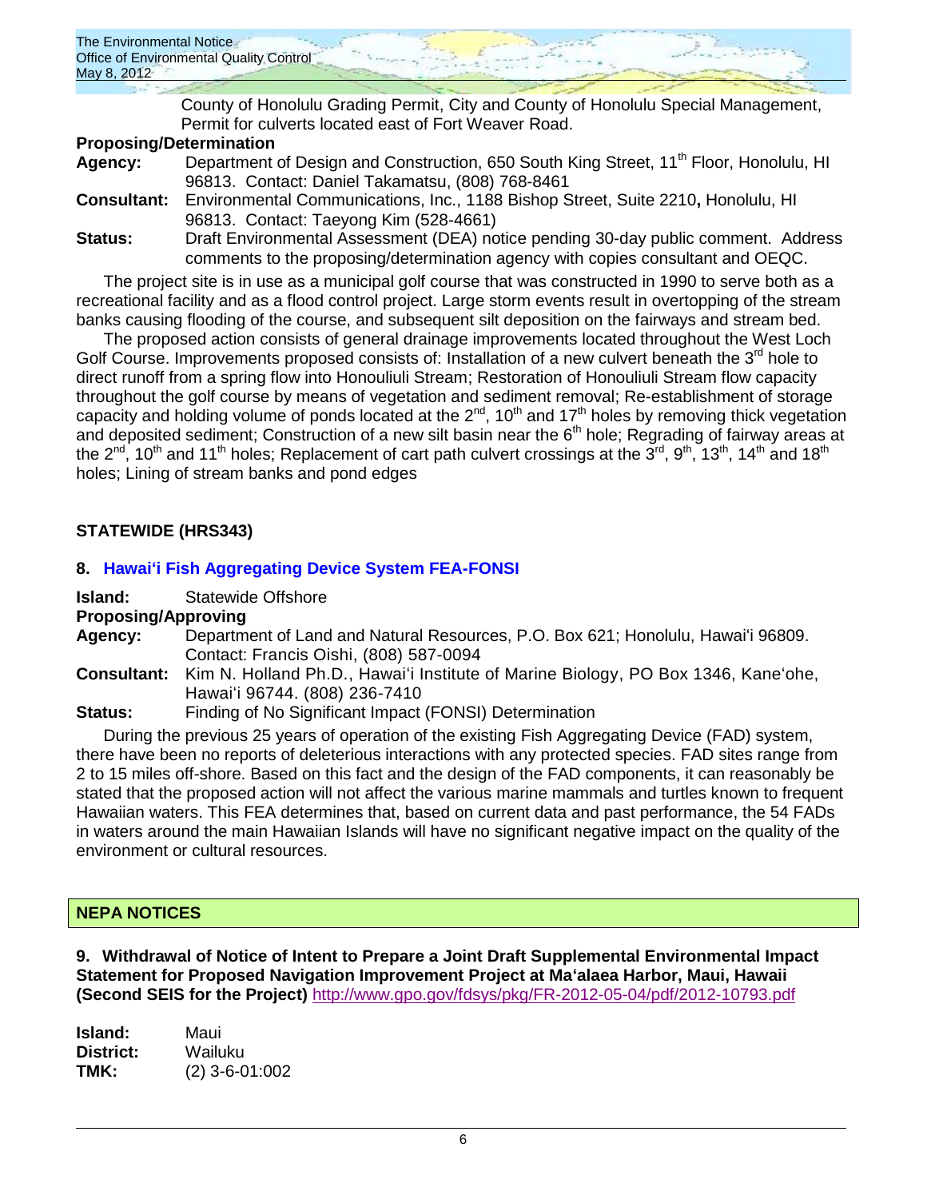County of Honolulu Grading Permit, City and County of Honolulu Special Management, Permit for culverts located east of Fort Weaver Road.

**Proposing/Determination**

**Agency:** Department of Design and Construction, 650 South King Street, 11th Floor, Honolulu, HI 96813. Contact: Daniel Takamatsu, (808) 768-8461

**Consultant:** Environmental Communications, Inc., 1188 Bishop Street, Suite 2210**,** Honolulu, HI 96813. Contact: Taeyong Kim (528-4661)

**Status:** Draft Environmental Assessment (DEA) notice pending 30-day public comment. Address comments to the proposing/determination agency with copies consultant and OEQC.

The project site is in use as a municipal golf course that was constructed in 1990 to serve both as a recreational facility and as a flood control project. Large storm events result in overtopping of the stream banks causing flooding of the course, and subsequent silt deposition on the fairways and stream bed.

The proposed action consists of general drainage improvements located throughout the West Loch Golf Course. Improvements proposed consists of: Installation of a new culvert beneath the 3rd hole to direct runoff from a spring flow into Honouliuli Stream; Restoration of Honouliuli Stream flow capacity throughout the golf course by means of vegetation and sediment removal; Re-establishment of storage capacity and holding volume of ponds located at the 2nd, 10th and 17th holes by removing thick vegetation and deposited sediment; Construction of a new silt basin near the 6th hole; Regrading of fairway areas at the 2nd, 10th and 11th holes; Replacement of cart path culvert crossings at the 3rd, 9th, 13th, 14th and 18th holes; Lining of stream banks and pond edges

## STATEWIDE (HRS343)

### 8. Hawai'i Fish Aggregating Device System FEA-FONSI

**Island:** Statewide Offshore

**Proposing/Approving**

**Agency:** Department of Land and Natural Resources, P.O. Box 621; Honolulu, Hawai'i 96809. Contact: Francis Oishi, (808) 587-0094

**Consultant:** Kim N. Holland Ph.D., Hawai'i Institute of Marine Biology, PO Box 1346, Kane'ohe, Hawai'i 96744. (808) 236-7410

**Status:** Finding of No Significant Impact (FONSI) Determination

During the previous 25 years of operation of the existing Fish Aggregating Device (FAD) system, there have been no reports of deleterious interactions with any protected species. FAD sites range from 2 to 15 miles off-shore. Based on this fact and the design of the FAD components, it can reasonably be stated that the proposed action will not affect the various marine mammals and turtles known to frequent Hawaiian waters. This FEA determines that, based on current data and past performance, the 54 FADs in waters around the main Hawaiian Islands will have no significant negative impact on the quality of the environment or cultural resources.

## NEPA NOTICES

### 9. Withdrawal of Notice of Intent to Prepare a Joint Draft Supplemental Environmental Impact Statement for Proposed Navigation Improvement Project at Ma'alaea Harbor, Maui, Hawaii (Second SEIS for the Project) http://www.gpo.gov/fdsys/pkg/FR-2012-05-04/pdf/2012-10793.pdf

**Island:** Maui

**District:** Wailuku

**TMK:** (2) 3-6-01:002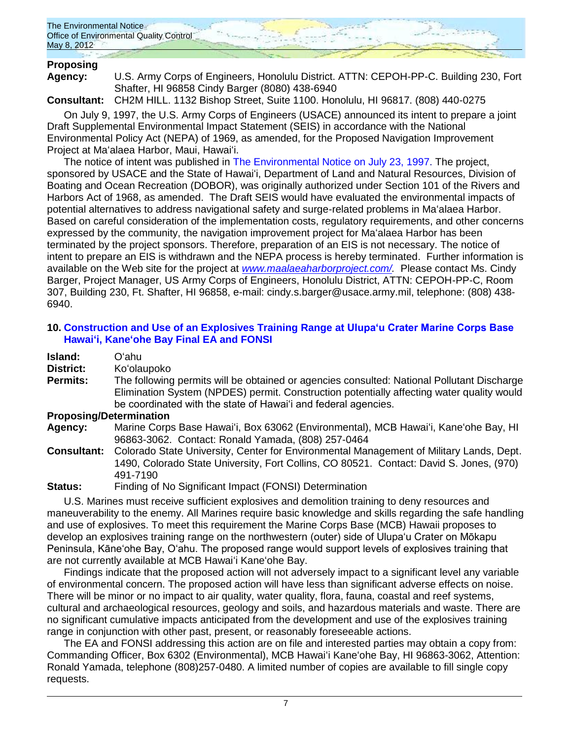**Proposing**

**Agency:** U.S. Army Corps of Engineers, Honolulu District. ATTN: CEPOH-PP-C. Building 230, Fort Shafter, HI 96858 Cindy Barger (8080) 438-6940

**Consultant:** CH2M HILL. 1132 Bishop Street, Suite 1100. Honolulu, HI 96817. (808) 440-0275

On July 9, 1997, the U.S. Army Corps of Engineers (USACE) announced its intent to prepare a joint Draft Supplemental Environmental Impact Statement (SEIS) in accordance with the National Environmental Policy Act (NEPA) of 1969, as amended, for the Proposed Navigation Improvement Project at Maʻalaea Harbor, Maui, Hawaiʻi.

The notice of intent was published in The Environmental Notice on July 23, 1997. The project, sponsored by USACE and the State of Hawaiʻi, Department of Land and Natural Resources, Division of Boating and Ocean Recreation (DOBOR), was originally authorized under Section 101 of the Rivers and Harbors Act of 1968, as amended. The Draft SEIS would have evaluated the environmental impacts of potential alternatives to address navigational safety and surge-related problems in Maʻalaea Harbor. Based on careful consideration of the implementation costs, regulatory requirements, and other concerns expressed by the community, the navigation improvement project for Maʻalaea Harbor has been terminated by the project sponsors. Therefore, preparation of an EIS is not necessary. The notice of intent to prepare an EIS is withdrawn and the NEPA process is hereby terminated. Further information is available on the Web site for the project at *www.maalaeaharborproject.com/.* Please contact Ms. Cindy Barger, Project Manager, US Army Corps of Engineers, Honolulu District, ATTN: CEPOH-PP-C, Room 307, Building 230, Ft. Shafter, HI 96858, e-mail: cindy.s.barger@usace.army.mil, telephone: (808) 438-6940.

## 10. Construction and Use of an Explosives Training Range at Ulupaʻu Crater Marine Corps Base Hawaiʻi, Kaneʻohe Bay Final EA and FONSI

**Island:** Oʻahu

**District:** Koʻolaupoko

**Permits:** The following permits will be obtained or agencies consulted: National Pollutant Discharge Elimination System (NPDES) permit. Construction potentially affecting water quality would be coordinated with the state of Hawaiʻi and federal agencies.

**Proposing/Determination**

**Agency:** Marine Corps Base Hawaiʻi, Box 63062 (Environmental), MCB Hawaiʻi, Kaneʻohe Bay, HI 96863-3062. Contact: Ronald Yamada, (808) 257-0464

**Consultant:** Colorado State University, Center for Environmental Management of Military Lands, Dept. 1490, Colorado State University, Fort Collins, CO 80521. Contact: David S. Jones, (970) 491-7190

**Status:** Finding of No Significant Impact (FONSI) Determination

U.S. Marines must receive sufficient explosives and demolition training to deny resources and maneuverability to the enemy. All Marines require basic knowledge and skills regarding the safe handling and use of explosives. To meet this requirement the Marine Corps Base (MCB) Hawaii proposes to develop an explosives training range on the northwestern (outer) side of Ulupaʻu Crater on Mōkapu Peninsula, Kāneʻohe Bay, Oʻahu. The proposed range would support levels of explosives training that are not currently available at MCB Hawaiʻi Kaneʻohe Bay.

Findings indicate that the proposed action will not adversely impact to a significant level any variable of environmental concern. The proposed action will have less than significant adverse effects on noise. There will be minor or no impact to air quality, water quality, flora, fauna, coastal and reef systems, cultural and archaeological resources, geology and soils, and hazardous materials and waste. There are no significant cumulative impacts anticipated from the development and use of the explosives training range in conjunction with other past, present, or reasonably foreseeable actions.

The EA and FONSI addressing this action are on file and interested parties may obtain a copy from: Commanding Officer, Box 6302 (Environmental), MCB Hawaiʻi Kaneʻohe Bay, HI 96863-3062, Attention: Ronald Yamada, telephone (808)257-0480. A limited number of copies are available to fill single copy requests.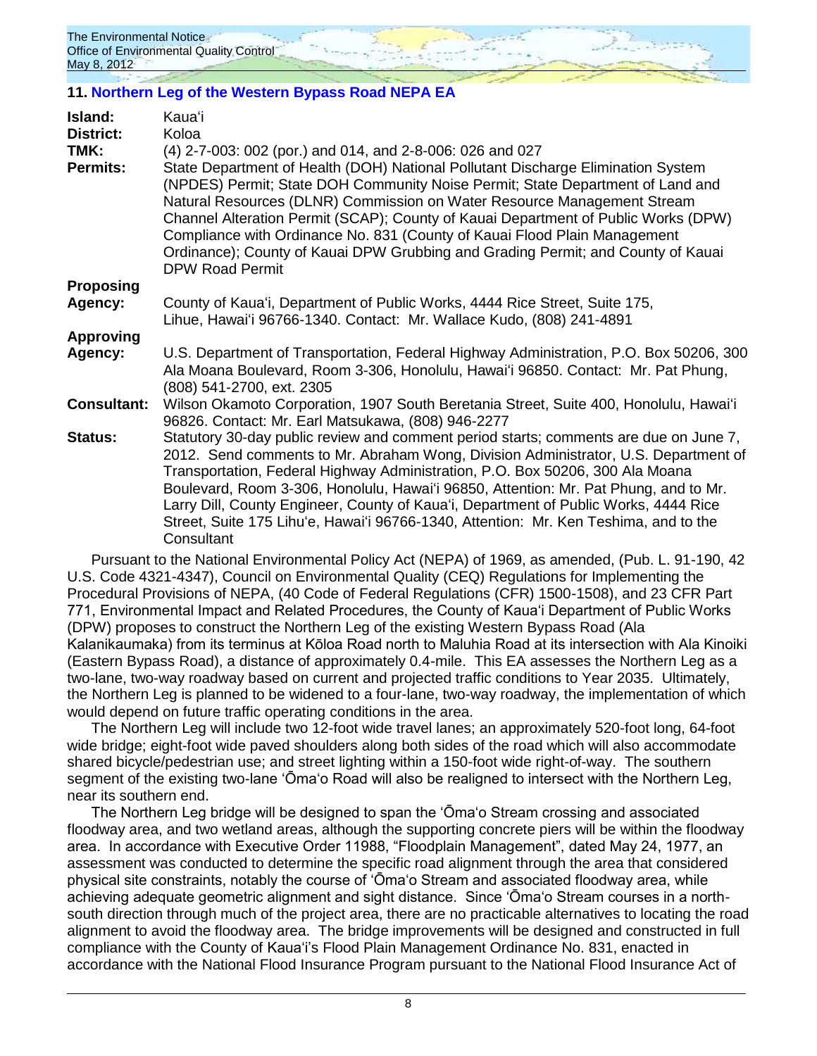## 11. Northern Leg of the Western Bypass Road NEPA EA

**Island:** Kaua'i

**District:** Koloa

**TMK:** (4) 2-7-003: 002 (por.) and 014, and 2-8-006: 026 and 027

**Permits:** State Department of Health (DOH) National Pollutant Discharge Elimination System (NPDES) Permit; State DOH Community Noise Permit; State Department of Land and Natural Resources (DLNR) Commission on Water Resource Management Stream Channel Alteration Permit (SCAP); County of Kauai Department of Public Works (DPW) Compliance with Ordinance No. 831 (County of Kauai Flood Plain Management Ordinance); County of Kauai DPW Grubbing and Grading Permit; and County of Kauai DPW Road Permit

**Proposing Agency:** County of Kaua'i, Department of Public Works, 4444 Rice Street, Suite 175, Lihue, Hawai'i 96766-1340. Contact: Mr. Wallace Kudo, (808) 241-4891

**Approving Agency:** U.S. Department of Transportation, Federal Highway Administration, P.O. Box 50206, 300 Ala Moana Boulevard, Room 3-306, Honolulu, Hawai'i 96850. Contact: Mr. Pat Phung, (808) 541-2700, ext. 2305

**Consultant:** Wilson Okamoto Corporation, 1907 South Beretania Street, Suite 400, Honolulu, Hawai'i 96826. Contact: Mr. Earl Matsukawa, (808) 946-2277

**Status:** Statutory 30-day public review and comment period starts; comments are due on June 7, 2012. Send comments to Mr. Abraham Wong, Division Administrator, U.S. Department of Transportation, Federal Highway Administration, P.O. Box 50206, 300 Ala Moana Boulevard, Room 3-306, Honolulu, Hawai'i 96850, Attention: Mr. Pat Phung, and to Mr. Larry Dill, County Engineer, County of Kaua'i, Department of Public Works, 4444 Rice Street, Suite 175 Lihu'e, Hawai'i 96766-1340, Attention: Mr. Ken Teshima, and to the Consultant

Pursuant to the National Environmental Policy Act (NEPA) of 1969, as amended, (Pub. L. 91-190, 42 U.S. Code 4321-4347), Council on Environmental Quality (CEQ) Regulations for Implementing the Procedural Provisions of NEPA, (40 Code of Federal Regulations (CFR) 1500-1508), and 23 CFR Part 771, Environmental Impact and Related Procedures, the County of Kaua'i Department of Public Works (DPW) proposes to construct the Northern Leg of the existing Western Bypass Road (Ala Kalanikaumaka) from its terminus at Kōloa Road north to Maluhia Road at its intersection with Ala Kinoiki (Eastern Bypass Road), a distance of approximately 0.4-mile. This EA assesses the Northern Leg as a two-lane, two-way roadway based on current and projected traffic conditions to Year 2035. Ultimately, the Northern Leg is planned to be widened to a four-lane, two-way roadway, the implementation of which would depend on future traffic operating conditions in the area.

The Northern Leg will include two 12-foot wide travel lanes; an approximately 520-foot long, 64-foot wide bridge; eight-foot wide paved shoulders along both sides of the road which will also accommodate shared bicycle/pedestrian use; and street lighting within a 150-foot wide right-of-way. The southern segment of the existing two-lane 'Ōma'o Road will also be realigned to intersect with the Northern Leg, near its southern end.

The Northern Leg bridge will be designed to span the 'Ōma'o Stream crossing and associated floodway area, and two wetland areas, although the supporting concrete piers will be within the floodway area. In accordance with Executive Order 11988, "Floodplain Management", dated May 24, 1977, an assessment was conducted to determine the specific road alignment through the area that considered physical site constraints, notably the course of 'Ōma'o Stream and associated floodway area, while achieving adequate geometric alignment and sight distance. Since 'Ōma'o Stream courses in a north-south direction through much of the project area, there are no practicable alternatives to locating the road alignment to avoid the floodway area. The bridge improvements will be designed and constructed in full compliance with the County of Kaua'i's Flood Plain Management Ordinance No. 831, enacted in accordance with the National Flood Insurance Program pursuant to the National Flood Insurance Act of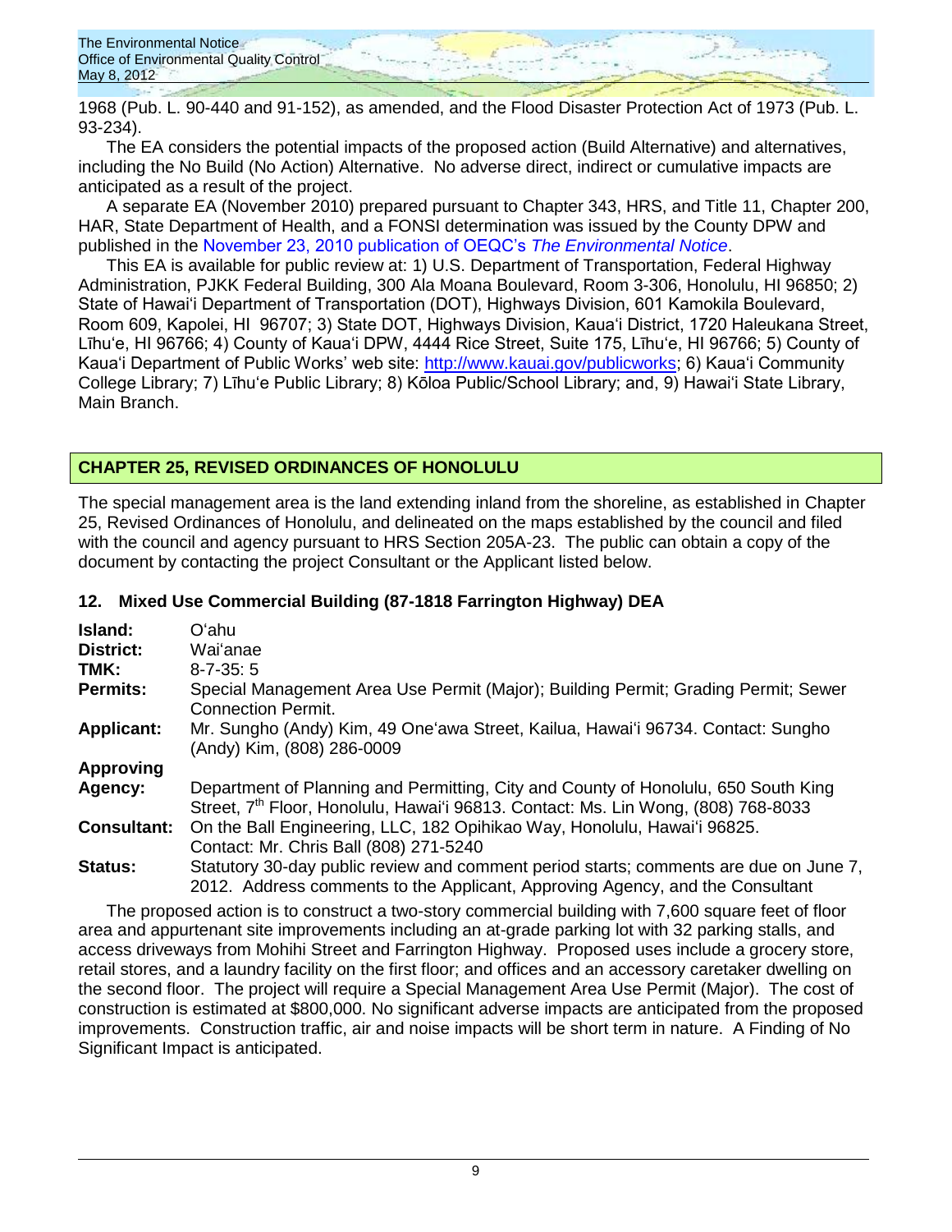1968 (Pub. L. 90-440 and 91-152), as amended, and the Flood Disaster Protection Act of 1973 (Pub. L. 93-234).

The EA considers the potential impacts of the proposed action (Build Alternative) and alternatives, including the No Build (No Action) Alternative. No adverse direct, indirect or cumulative impacts are anticipated as a result of the project.

A separate EA (November 2010) prepared pursuant to Chapter 343, HRS, and Title 11, Chapter 200, HAR, State Department of Health, and a FONSI determination was issued by the County DPW and published in the November 23, 2010 publication of OEQC's *The Environmental Notice*.

This EA is available for public review at: 1) U.S. Department of Transportation, Federal Highway Administration, PJKK Federal Building, 300 Ala Moana Boulevard, Room 3-306, Honolulu, HI 96850; 2) State of Hawaiʻi Department of Transportation (DOT), Highways Division, 601 Kamokila Boulevard, Room 609, Kapolei, HI 96707; 3) State DOT, Highways Division, Kauaʻi District, 1720 Haleukana Street, Līhuʻe, HI 96766; 4) County of Kauaʻi DPW, 4444 Rice Street, Suite 175, Līhuʻe, HI 96766; 5) County of Kauaʻi Department of Public Works' web site: http://www.kauai.gov/publicworks; 6) Kauaʻi Community College Library; 7) Līhuʻe Public Library; 8) Kōloa Public/School Library; and, 9) Hawaiʻi State Library, Main Branch.

## CHAPTER 25, REVISED ORDINANCES OF HONOLULU

The special management area is the land extending inland from the shoreline, as established in Chapter 25, Revised Ordinances of Honolulu, and delineated on the maps established by the council and filed with the council and agency pursuant to HRS Section 205A-23. The public can obtain a copy of the document by contacting the project Consultant or the Applicant listed below.

### 12. Mixed Use Commercial Building (87-1818 Farrington Highway) DEA

| | |
|---|---|
| **Island:** | Oʻahu |
| **District:** | Waiʻanae |
| **TMK:** | 8-7-35: 5 |
| **Permits:** | Special Management Area Use Permit (Major); Building Permit; Grading Permit; Sewer Connection Permit. |
| **Applicant:** | Mr. Sungho (Andy) Kim, 49 Oneʻawa Street, Kailua, Hawaiʻi 96734. Contact: Sungho (Andy) Kim, (808) 286-0009 |
| **Approving Agency:** | Department of Planning and Permitting, City and County of Honolulu, 650 South King Street, 7th Floor, Honolulu, Hawaiʻi 96813. Contact: Ms. Lin Wong, (808) 768-8033 |
| **Consultant:** | On the Ball Engineering, LLC, 182 Opihikao Way, Honolulu, Hawaiʻi 96825. Contact: Mr. Chris Ball (808) 271-5240 |
| **Status:** | Statutory 30-day public review and comment period starts; comments are due on June 7, 2012. Address comments to the Applicant, Approving Agency, and the Consultant |

The proposed action is to construct a two-story commercial building with 7,600 square feet of floor area and appurtenant site improvements including an at-grade parking lot with 32 parking stalls, and access driveways from Mohihi Street and Farrington Highway. Proposed uses include a grocery store, retail stores, and a laundry facility on the first floor; and offices and an accessory caretaker dwelling on the second floor. The project will require a Special Management Area Use Permit (Major). The cost of construction is estimated at $800,000. No significant adverse impacts are anticipated from the proposed improvements. Construction traffic, air and noise impacts will be short term in nature. A Finding of No Significant Impact is anticipated.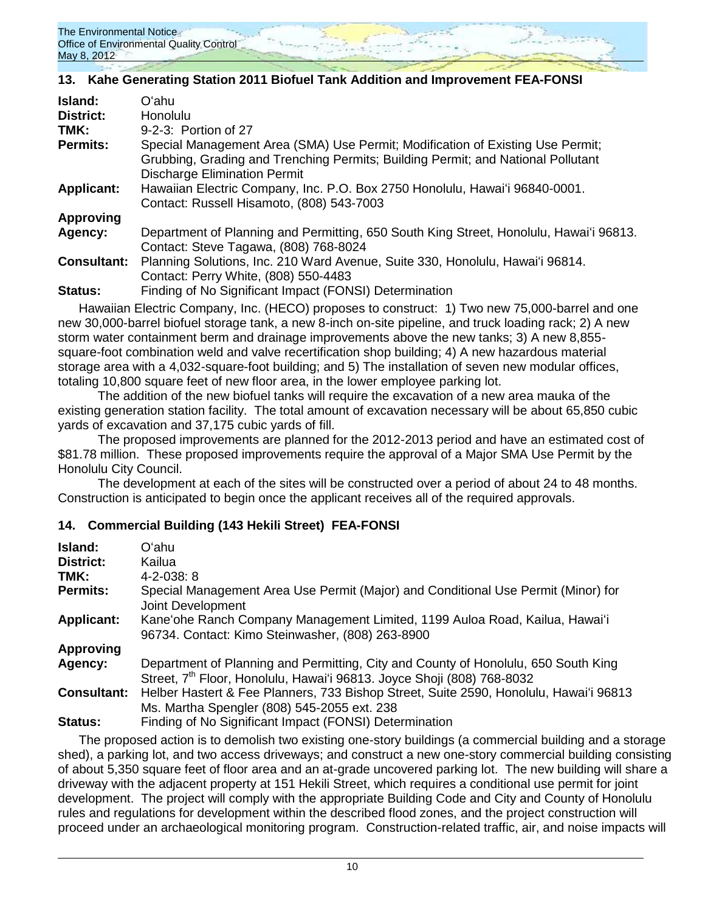## 13. Kahe Generating Station 2011 Biofuel Tank Addition and Improvement FEA-FONSI

**Island:** Oʻahu

**District:** Honolulu

**TMK:** 9-2-3: Portion of 27

**Permits:** Special Management Area (SMA) Use Permit; Modification of Existing Use Permit; Grubbing, Grading and Trenching Permits; Building Permit; and National Pollutant Discharge Elimination Permit

**Applicant:** Hawaiian Electric Company, Inc. P.O. Box 2750 Honolulu, Hawaiʻi 96840-0001. Contact: Russell Hisamoto, (808) 543-7003

**Approving Agency:** Department of Planning and Permitting, 650 South King Street, Honolulu, Hawaiʻi 96813. Contact: Steve Tagawa, (808) 768-8024

**Consultant:** Planning Solutions, Inc. 210 Ward Avenue, Suite 330, Honolulu, Hawaiʻi 96814. Contact: Perry White, (808) 550-4483

**Status:** Finding of No Significant Impact (FONSI) Determination

Hawaiian Electric Company, Inc. (HECO) proposes to construct: 1) Two new 75,000-barrel and one new 30,000-barrel biofuel storage tank, a new 8-inch on-site pipeline, and truck loading rack; 2) A new storm water containment berm and drainage improvements above the new tanks; 3) A new 8,855-square-foot combination weld and valve recertification shop building; 4) A new hazardous material storage area with a 4,032-square-foot building; and 5) The installation of seven new modular offices, totaling 10,800 square feet of new floor area, in the lower employee parking lot.

The addition of the new biofuel tanks will require the excavation of a new area mauka of the existing generation station facility. The total amount of excavation necessary will be about 65,850 cubic yards of excavation and 37,175 cubic yards of fill.

The proposed improvements are planned for the 2012-2013 period and have an estimated cost of $81.78 million. These proposed improvements require the approval of a Major SMA Use Permit by the Honolulu City Council.

The development at each of the sites will be constructed over a period of about 24 to 48 months. Construction is anticipated to begin once the applicant receives all of the required approvals.

## 14. Commercial Building (143 Hekili Street) FEA-FONSI

**Island:** Oʻahu

**District:** Kailua

**TMK:** 4-2-038: 8

**Permits:** Special Management Area Use Permit (Major) and Conditional Use Permit (Minor) for Joint Development

**Applicant:** Kaneʻohe Ranch Company Management Limited, 1199 Auloa Road, Kailua, Hawaiʻi 96734. Contact: Kimo Steinwasher, (808) 263-8900

**Approving Agency:** Department of Planning and Permitting, City and County of Honolulu, 650 South King Street, 7th Floor, Honolulu, Hawaiʻi 96813. Joyce Shoji (808) 768-8032

**Consultant:** Helber Hastert & Fee Planners, 733 Bishop Street, Suite 2590, Honolulu, Hawaiʻi 96813 Ms. Martha Spengler (808) 545-2055 ext. 238

**Status:** Finding of No Significant Impact (FONSI) Determination

The proposed action is to demolish two existing one-story buildings (a commercial building and a storage shed), a parking lot, and two access driveways; and construct a new one-story commercial building consisting of about 5,350 square feet of floor area and an at-grade uncovered parking lot. The new building will share a driveway with the adjacent property at 151 Hekili Street, which requires a conditional use permit for joint development. The project will comply with the appropriate Building Code and City and County of Honolulu rules and regulations for development within the described flood zones, and the project construction will proceed under an archaeological monitoring program. Construction-related traffic, air, and noise impacts will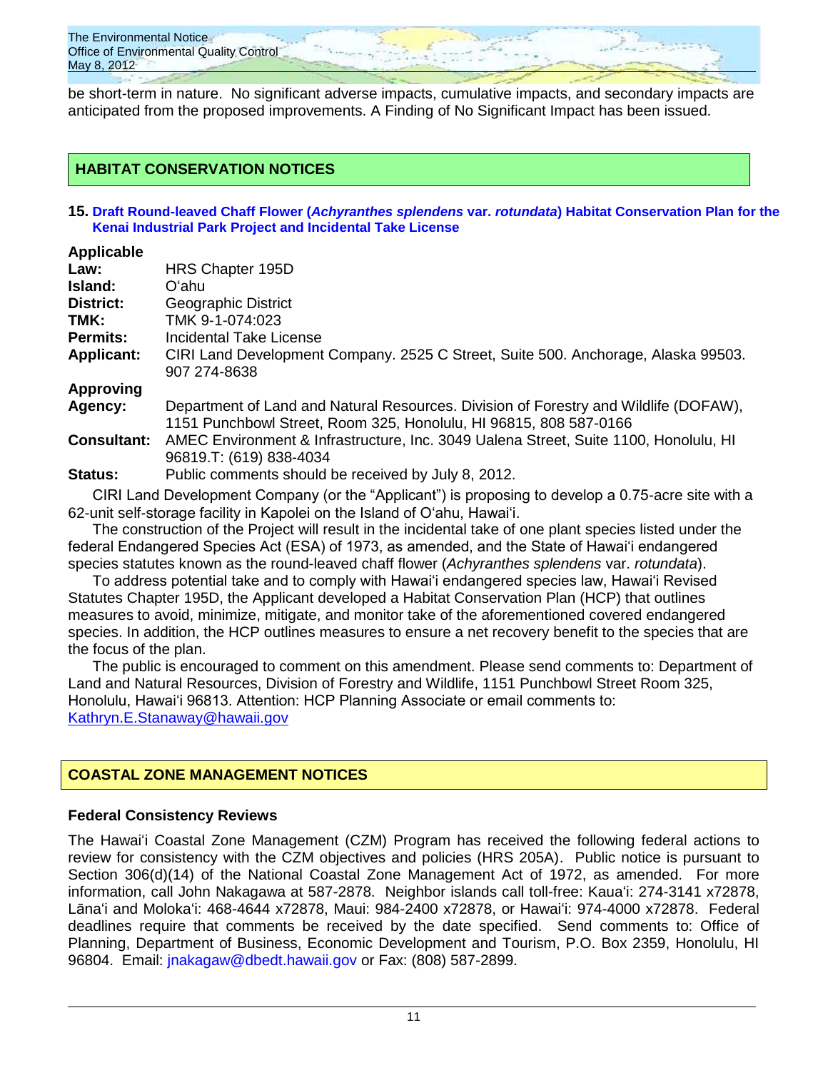be short-term in nature. No significant adverse impacts, cumulative impacts, and secondary impacts are anticipated from the proposed improvements. A Finding of No Significant Impact has been issued.

## HABITAT CONSERVATION NOTICES

### 15. Draft Round-leaved Chaff Flower (*Achyranthes splendens* var. *rotundata*) Habitat Conservation Plan for the Kenai Industrial Park Project and Incidental Take License

**Applicable Law:** HRS Chapter 195D
**Island:** O'ahu
**District:** Geographic District
**TMK:** TMK 9-1-074:023
**Permits:** Incidental Take License
**Applicant:** CIRI Land Development Company. 2525 C Street, Suite 500. Anchorage, Alaska 99503. 907 274-8638
**Approving Agency:** Department of Land and Natural Resources. Division of Forestry and Wildlife (DOFAW), 1151 Punchbowl Street, Room 325, Honolulu, HI 96815, 808 587-0166
**Consultant:** AMEC Environment & Infrastructure, Inc. 3049 Ualena Street, Suite 1100, Honolulu, HI 96819.T: (619) 838-4034
**Status:** Public comments should be received by July 8, 2012.

CIRI Land Development Company (or the "Applicant") is proposing to develop a 0.75-acre site with a 62-unit self-storage facility in Kapolei on the Island of O'ahu, Hawai'i.

The construction of the Project will result in the incidental take of one plant species listed under the federal Endangered Species Act (ESA) of 1973, as amended, and the State of Hawai'i endangered species statutes known as the round-leaved chaff flower (*Achyranthes splendens* var. *rotundata*).

To address potential take and to comply with Hawai'i endangered species law, Hawai'i Revised Statutes Chapter 195D, the Applicant developed a Habitat Conservation Plan (HCP) that outlines measures to avoid, minimize, mitigate, and monitor take of the aforementioned covered endangered species. In addition, the HCP outlines measures to ensure a net recovery benefit to the species that are the focus of the plan.

The public is encouraged to comment on this amendment. Please send comments to: Department of Land and Natural Resources, Division of Forestry and Wildlife, 1151 Punchbowl Street Room 325, Honolulu, Hawai'i 96813. Attention: HCP Planning Associate or email comments to: Kathryn.E.Stanaway@hawaii.gov

## COASTAL ZONE MANAGEMENT NOTICES

### Federal Consistency Reviews

The Hawai'i Coastal Zone Management (CZM) Program has received the following federal actions to review for consistency with the CZM objectives and policies (HRS 205A). Public notice is pursuant to Section 306(d)(14) of the National Coastal Zone Management Act of 1972, as amended. For more information, call John Nakagawa at 587-2878. Neighbor islands call toll-free: Kaua'i: 274-3141 x72878, Lāna'i and Moloka'i: 468-4644 x72878, Maui: 984-2400 x72878, or Hawai'i: 974-4000 x72878. Federal deadlines require that comments be received by the date specified. Send comments to: Office of Planning, Department of Business, Economic Development and Tourism, P.O. Box 2359, Honolulu, HI 96804. Email: jnakagaw@dbedt.hawaii.gov or Fax: (808) 587-2899.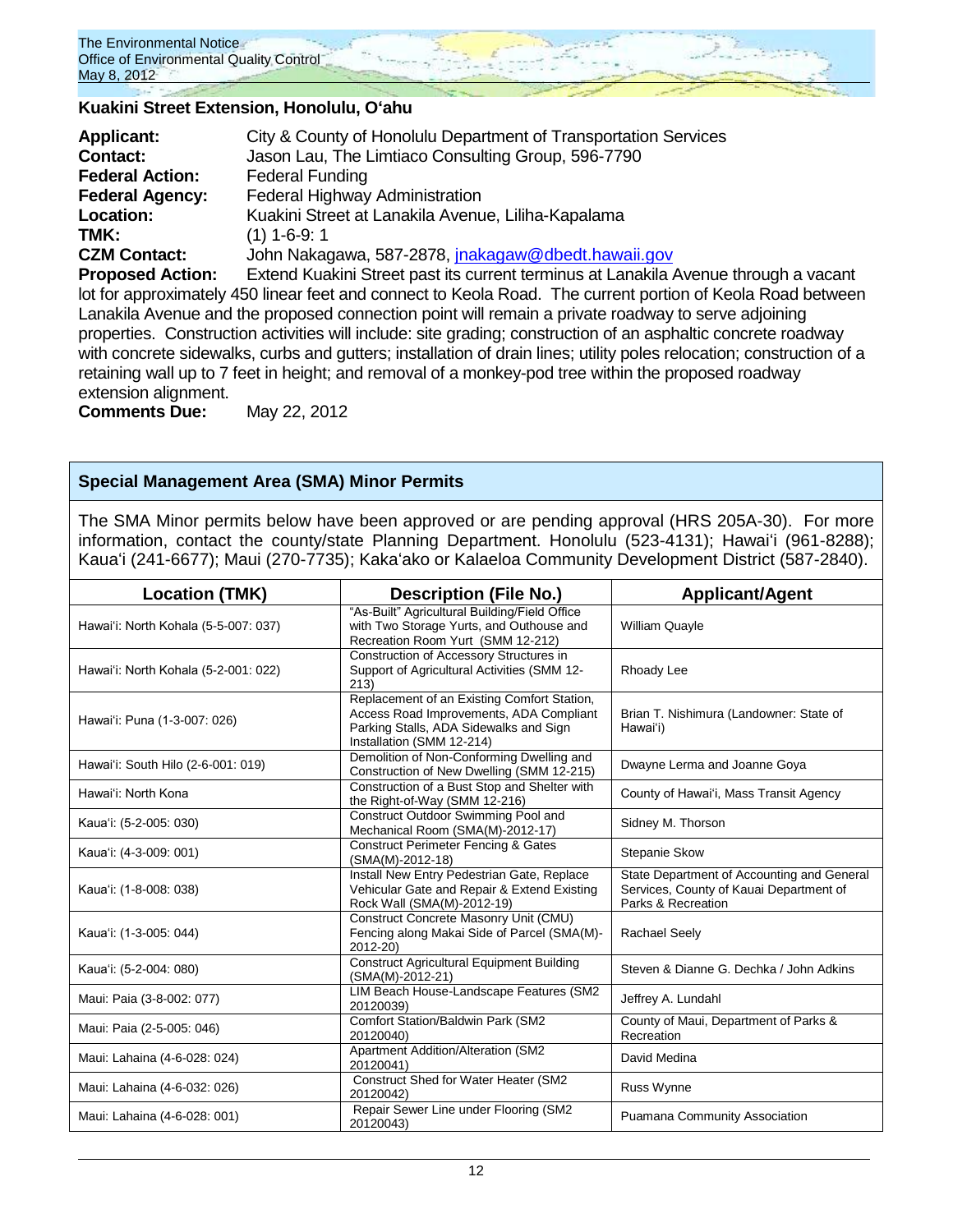### Kuakini Street Extension, Honolulu, Oʻahu

**Applicant:** City & County of Honolulu Department of Transportation Services
**Contact:** Jason Lau, The Limtiaco Consulting Group, 596-7790
**Federal Action:** Federal Funding
**Federal Agency:** Federal Highway Administration
**Location:** Kuakini Street at Lanakila Avenue, Liliha-Kapalama
**TMK:** (1) 1-6-9: 1
**CZM Contact:** John Nakagawa, 587-2878, jnakagaw@dbedt.hawaii.gov
**Proposed Action:** Extend Kuakini Street past its current terminus at Lanakila Avenue through a vacant lot for approximately 450 linear feet and connect to Keola Road. The current portion of Keola Road between Lanakila Avenue and the proposed connection point will remain a private roadway to serve adjoining properties. Construction activities will include: site grading; construction of an asphaltic concrete roadway with concrete sidewalks, curbs and gutters; installation of drain lines; utility poles relocation; construction of a retaining wall up to 7 feet in height; and removal of a monkey-pod tree within the proposed roadway extension alignment.
**Comments Due:** May 22, 2012

## Special Management Area (SMA) Minor Permits

The SMA Minor permits below have been approved or are pending approval (HRS 205A-30). For more information, contact the county/state Planning Department. Honolulu (523-4131); Hawaiʻi (961-8288); Kauaʻi (241-6677); Maui (270-7735); Kakaʻako or Kalaeloa Community Development District (587-2840).

| Location (TMK) | Description (File No.) | Applicant/Agent |
|---|---|---|
| Hawaiʻi: North Kohala (5-5-007: 037) | "As-Built" Agricultural Building/Field Office with Two Storage Yurts, and Outhouse and Recreation Room Yurt (SMM 12-212) | William Quayle |
| Hawaiʻi: North Kohala (5-2-001: 022) | Construction of Accessory Structures in Support of Agricultural Activities (SMM 12-213) | Rhoady Lee |
| Hawaiʻi: Puna (1-3-007: 026) | Replacement of an Existing Comfort Station, Access Road Improvements, ADA Compliant Parking Stalls, ADA Sidewalks and Sign Installation (SMM 12-214) | Brian T. Nishimura (Landowner: State of Hawaiʻi) |
| Hawaiʻi: South Hilo (2-6-001: 019) | Demolition of Non-Conforming Dwelling and Construction of New Dwelling (SMM 12-215) | Dwayne Lerma and Joanne Goya |
| Hawaiʻi: North Kona | Construction of a Bust Stop and Shelter with the Right-of-Way (SMM 12-216) | County of Hawaiʻi, Mass Transit Agency |
| Kauaʻi: (5-2-005: 030) | Construct Outdoor Swimming Pool and Mechanical Room (SMA(M)-2012-17) | Sidney M. Thorson |
| Kauaʻi: (4-3-009: 001) | Construct Perimeter Fencing & Gates (SMA(M)-2012-18) | Stepanie Skow |
| Kauaʻi: (1-8-008: 038) | Install New Entry Pedestrian Gate, Replace Vehicular Gate and Repair & Extend Existing Rock Wall (SMA(M)-2012-19) | State Department of Accounting and General Services, County of Kauai Department of Parks & Recreation |
| Kauaʻi: (1-3-005: 044) | Construct Concrete Masonry Unit (CMU) Fencing along Makai Side of Parcel (SMA(M)-2012-20) | Rachael Seely |
| Kauaʻi: (5-2-004: 080) | Construct Agricultural Equipment Building (SMA(M)-2012-21) | Steven & Dianne G. Dechka / John Adkins |
| Maui: Paia (3-8-002: 077) | LIM Beach House-Landscape Features (SM2 20120039) | Jeffrey A. Lundahl |
| Maui: Paia (2-5-005: 046) | Comfort Station/Baldwin Park (SM2 20120040) | County of Maui, Department of Parks & Recreation |
| Maui: Lahaina (4-6-028: 024) | Apartment Addition/Alteration (SM2 20120041) | David Medina |
| Maui: Lahaina (4-6-032: 026) | Construct Shed for Water Heater (SM2 20120042) | Russ Wynne |
| Maui: Lahaina (4-6-028: 001) | Repair Sewer Line under Flooring (SM2 20120043) | Puamana Community Association |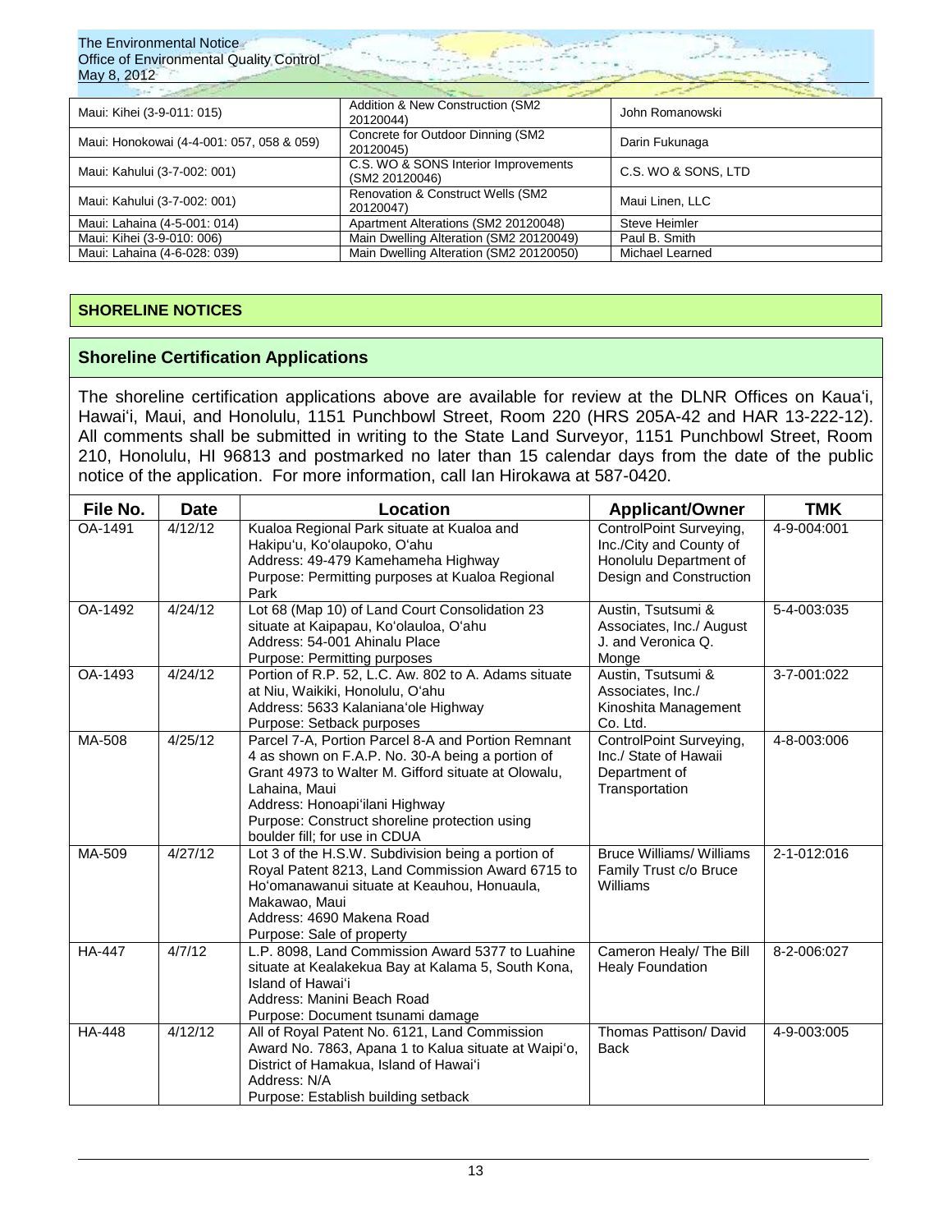| Maui: Kihei (3-9-011: 015) | Addition & New Construction (SM2 20120044) | John Romanowski |
|---|---|---|
| Maui: Honokowai (4-4-001: 057, 058 & 059) | Concrete for Outdoor Dinning (SM2 20120045) | Darin Fukunaga |
| Maui: Kahului (3-7-002: 001) | C.S. WO & SONS Interior Improvements (SM2 20120046) | C.S. WO & SONS, LTD |
| Maui: Kahului (3-7-002: 001) | Renovation & Construct Wells (SM2 20120047) | Maui Linen, LLC |
| Maui: Lahaina (4-5-001: 014) | Apartment Alterations (SM2 20120048) | Steve Heimler |
| Maui: Kihei (3-9-010: 006) | Main Dwelling Alteration (SM2 20120049) | Paul B. Smith |
| Maui: Lahaina (4-6-028: 039) | Main Dwelling Alteration (SM2 20120050) | Michael Learned |

## SHORELINE NOTICES

### Shoreline Certification Applications

The shoreline certification applications above are available for review at the DLNR Offices on Kaua'i, Hawai'i, Maui, and Honolulu, 1151 Punchbowl Street, Room 220 (HRS 205A-42 and HAR 13-222-12). All comments shall be submitted in writing to the State Land Surveyor, 1151 Punchbowl Street, Room 210, Honolulu, HI 96813 and postmarked no later than 15 calendar days from the date of the public notice of the application. For more information, call Ian Hirokawa at 587-0420.

| File No. | Date | Location | Applicant/Owner | TMK |
|---|---|---|---|---|
| OA-1491 | 4/12/12 | Kualoa Regional Park situate at Kualoa and Hakipu'u, Ko'olaupoko, O'ahu<br>Address: 49-479 Kamehameha Highway<br>Purpose: Permitting purposes at Kualoa Regional Park | ControlPoint Surveying, Inc./City and County of Honolulu Department of Design and Construction | 4-9-004:001 |
| OA-1492 | 4/24/12 | Lot 68 (Map 10) of Land Court Consolidation 23 situate at Kaipapau, Ko'olauloa, O'ahu<br>Address: 54-001 Ahinalu Place<br>Purpose: Permitting purposes | Austin, Tsutsumi & Associates, Inc./ August J. and Veronica Q. Monge | 5-4-003:035 |
| OA-1493 | 4/24/12 | Portion of R.P. 52, L.C. Aw. 802 to A. Adams situate at Niu, Waikiki, Honolulu, O'ahu<br>Address: 5633 Kalaniana'ole Highway<br>Purpose: Setback purposes | Austin, Tsutsumi & Associates, Inc./ Kinoshita Management Co. Ltd. | 3-7-001:022 |
| MA-508 | 4/25/12 | Parcel 7-A, Portion Parcel 8-A and Portion Remnant 4 as shown on F.A.P. No. 30-A being a portion of Grant 4973 to Walter M. Gifford situate at Olowalu, Lahaina, Maui<br>Address: Honoapi'ilani Highway<br>Purpose: Construct shoreline protection using boulder fill; for use in CDUA | ControlPoint Surveying, Inc./ State of Hawaii Department of Transportation | 4-8-003:006 |
| MA-509 | 4/27/12 | Lot 3 of the H.S.W. Subdivision being a portion of Royal Patent 8213, Land Commission Award 6715 to Ho'omanawanui situate at Keauhou, Honuaula, Makawao, Maui<br>Address: 4690 Makena Road<br>Purpose: Sale of property | Bruce Williams/ Williams Family Trust c/o Bruce Williams | 2-1-012:016 |
| HA-447 | 4/7/12 | L.P. 8098, Land Commission Award 5377 to Luahine situate at Kealakekua Bay at Kalama 5, South Kona, Island of Hawai'i<br>Address: Manini Beach Road<br>Purpose: Document tsunami damage | Cameron Healy/ The Bill Healy Foundation | 8-2-006:027 |
| HA-448 | 4/12/12 | All of Royal Patent No. 6121, Land Commission Award No. 7863, Apana 1 to Kalua situate at Waipi'o, District of Hamakua, Island of Hawai'i<br>Address: N/A<br>Purpose: Establish building setback | Thomas Pattison/ David Back | 4-9-003:005 |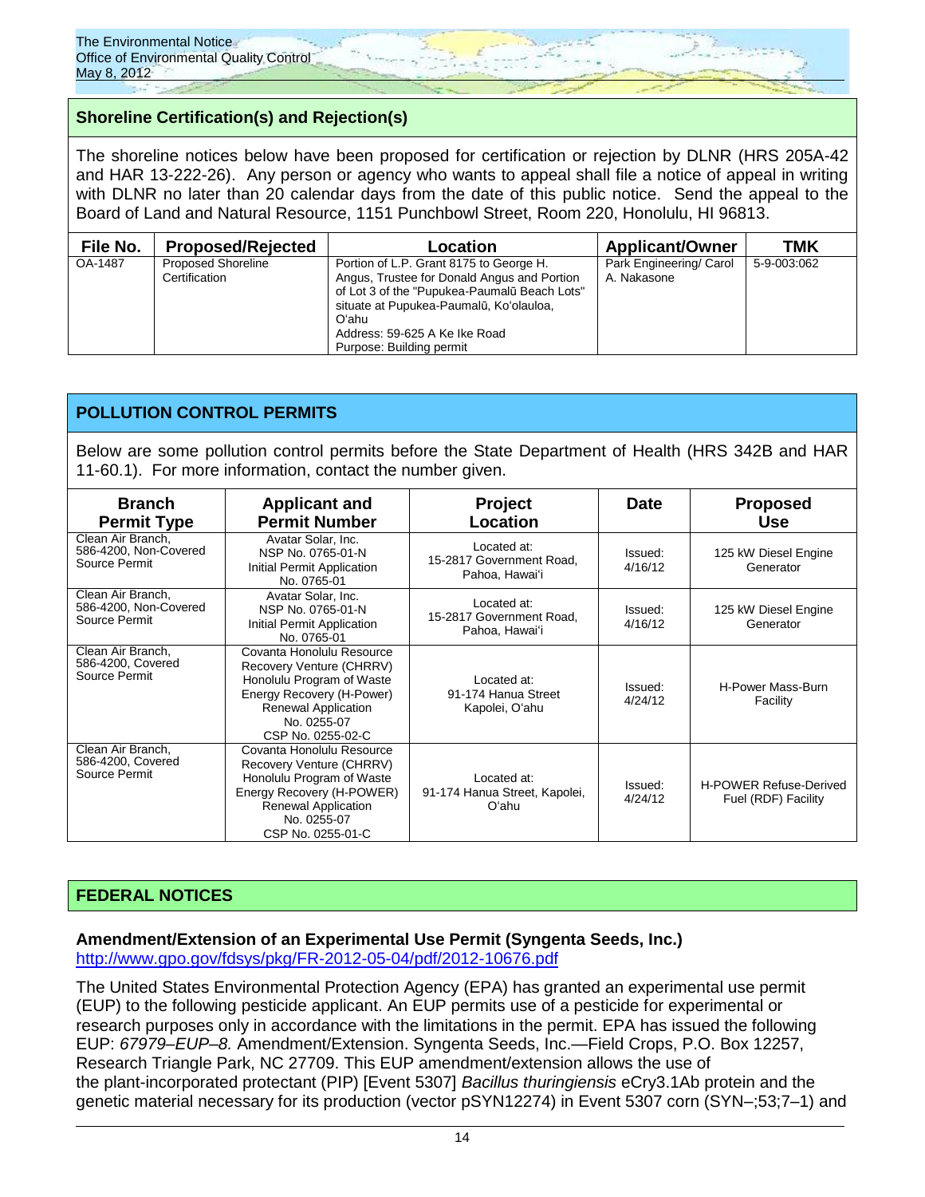## Shoreline Certification(s) and Rejection(s)

The shoreline notices below have been proposed for certification or rejection by DLNR (HRS 205A-42 and HAR 13-222-26). Any person or agency who wants to appeal shall file a notice of appeal in writing with DLNR no later than 20 calendar days from the date of this public notice. Send the appeal to the Board of Land and Natural Resource, 1151 Punchbowl Street, Room 220, Honolulu, HI 96813.

| File No. | Proposed/Rejected | Location | Applicant/Owner | TMK |
|---|---|---|---|---|
| OA-1487 | Proposed Shoreline Certification | Portion of L.P. Grant 8175 to George H. Angus, Trustee for Donald Angus and Portion of Lot 3 of the "Pupukea-Paumalū Beach Lots" situate at Pupukea-Paumalū, Ko'olauloa, O'ahu<br>Address: 59-625 A Ke Ike Road<br>Purpose: Building permit | Park Engineering/ Carol A. Nakasone | 5-9-003:062 |

## POLLUTION CONTROL PERMITS

Below are some pollution control permits before the State Department of Health (HRS 342B and HAR 11-60.1). For more information, contact the number given.

| Branch Permit Type | Applicant and Permit Number | Project Location | Date | Proposed Use |
|---|---|---|---|---|
| Clean Air Branch, 586-4200, Non-Covered Source Permit | Avatar Solar, Inc.<br>NSP No. 0765-01-N<br>Initial Permit Application No. 0765-01 | Located at:<br>15-2817 Government Road, Pahoa, Hawai'i | Issued: 4/16/12 | 125 kW Diesel Engine Generator |
| Clean Air Branch, 586-4200, Non-Covered Source Permit | Avatar Solar, Inc.<br>NSP No. 0765-01-N<br>Initial Permit Application No. 0765-01 | Located at:<br>15-2817 Government Road, Pahoa, Hawai'i | Issued: 4/16/12 | 125 kW Diesel Engine Generator |
| Clean Air Branch, 586-4200, Covered Source Permit | Covanta Honolulu Resource Recovery Venture (CHRRV) Honolulu Program of Waste Energy Recovery (H-Power) Renewal Application No. 0255-07<br>CSP No. 0255-02-C | Located at:<br>91-174 Hanua Street Kapolei, O'ahu | Issued: 4/24/12 | H-Power Mass-Burn Facility |
| Clean Air Branch, 586-4200, Covered Source Permit | Covanta Honolulu Resource Recovery Venture (CHRRV) Honolulu Program of Waste Energy Recovery (H-POWER) Renewal Application No. 0255-07<br>CSP No. 0255-01-C | Located at:<br>91-174 Hanua Street, Kapolei, O'ahu | Issued: 4/24/12 | H-POWER Refuse-Derived Fuel (RDF) Facility |

## FEDERAL NOTICES

**Amendment/Extension of an Experimental Use Permit (Syngenta Seeds, Inc.)**
http://www.gpo.gov/fdsys/pkg/FR-2012-05-04/pdf/2012-10676.pdf

The United States Environmental Protection Agency (EPA) has granted an experimental use permit (EUP) to the following pesticide applicant. An EUP permits use of a pesticide for experimental or research purposes only in accordance with the limitations in the permit. EPA has issued the following EUP: *67979–EUP–8.* Amendment/Extension. Syngenta Seeds, Inc.—Field Crops, P.O. Box 12257, Research Triangle Park, NC 27709. This EUP amendment/extension allows the use of the plant-incorporated protectant (PIP) [Event 5307] *Bacillus thuringiensis* eCry3.1Ab protein and the genetic material necessary for its production (vector pSYN12274) in Event 5307 corn (SYN–;53;7–1) and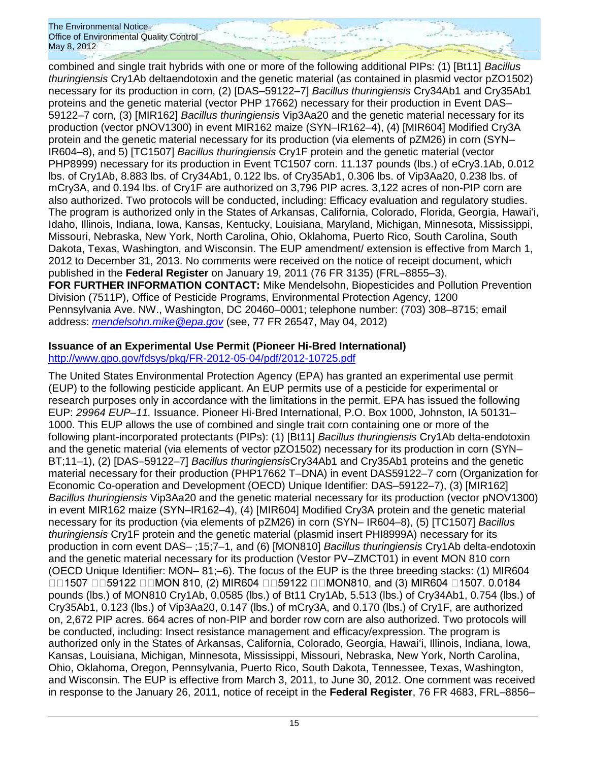combined and single trait hybrids with one or more of the following additional PIPs: (1) [Bt11] *Bacillus thuringiensis* Cry1Ab deltaendotoxin and the genetic material (as contained in plasmid vector pZO1502) necessary for its production in corn, (2) [DAS–59122–7] *Bacillus thuringiensis* Cry34Ab1 and Cry35Ab1 proteins and the genetic material (vector PHP 17662) necessary for their production in Event DAS–59122–7 corn, (3) [MIR162] *Bacillus thuringiensis* Vip3Aa20 and the genetic material necessary for its production (vector pNOV1300) in event MIR162 maize (SYN–IR162–4), (4) [MIR604] Modified Cry3A protein and the genetic material necessary for its production (via elements of pZM26) in corn (SYN–IR604–8), and 5) [TC1507] *Bacillus thuringiensis* Cry1F protein and the genetic material (vector PHP8999) necessary for its production in Event TC1507 corn. 11.137 pounds (lbs.) of eCry3.1Ab, 0.012 lbs. of Cry1Ab, 8.883 lbs. of Cry34Ab1, 0.122 lbs. of Cry35Ab1, 0.306 lbs. of Vip3Aa20, 0.238 lbs. of mCry3A, and 0.194 lbs. of Cry1F are authorized on 3,796 PIP acres. 3,122 acres of non-PIP corn are also authorized. Two protocols will be conducted, including: Efficacy evaluation and regulatory studies. The program is authorized only in the States of Arkansas, California, Colorado, Florida, Georgia, Hawai'i, Idaho, Illinois, Indiana, Iowa, Kansas, Kentucky, Louisiana, Maryland, Michigan, Minnesota, Mississippi, Missouri, Nebraska, New York, North Carolina, Ohio, Oklahoma, Puerto Rico, South Carolina, South Dakota, Texas, Washington, and Wisconsin. The EUP amendment/ extension is effective from March 1, 2012 to December 31, 2013. No comments were received on the notice of receipt document, which published in the **Federal Register** on January 19, 2011 (76 FR 3135) (FRL–8855–3).
**FOR FURTHER INFORMATION CONTACT:** Mike Mendelsohn, Biopesticides and Pollution Prevention Division (7511P), Office of Pesticide Programs, Environmental Protection Agency, 1200 Pennsylvania Ave. NW., Washington, DC 20460–0001; telephone number: (703) 308–8715; email address: *mendelsohn.mike@epa.gov* (see, 77 FR 26547, May 04, 2012)

**Issuance of an Experimental Use Permit (Pioneer Hi-Bred International)**
http://www.gpo.gov/fdsys/pkg/FR-2012-05-04/pdf/2012-10725.pdf

The United States Environmental Protection Agency (EPA) has granted an experimental use permit (EUP) to the following pesticide applicant. An EUP permits use of a pesticide for experimental or research purposes only in accordance with the limitations in the permit. EPA has issued the following EUP: *29964 EUP–11.* Issuance. Pioneer Hi-Bred International, P.O. Box 1000, Johnston, IA 50131–1000. This EUP allows the use of combined and single trait corn containing one or more of the following plant-incorporated protectants (PIPs): (1) [Bt11] *Bacillus thuringiensis* Cry1Ab delta-endotoxin and the genetic material (via elements of vector pZO1502) necessary for its production in corn (SYN–BT;11–1), (2) [DAS–59122–7] *Bacillus thuringiensis*Cry34Ab1 and Cry35Ab1 proteins and the genetic material necessary for their production (PHP17662 T–DNA) in event DAS59122–7 corn (Organization for Economic Co-operation and Development (OECD) Unique Identifier: DAS–59122–7), (3) [MIR162] *Bacillus thuringiensis* Vip3Aa20 and the genetic material necessary for its production (vector pNOV1300) in event MIR162 maize (SYN–IR162–4), (4) [MIR604] Modified Cry3A protein and the genetic material necessary for its production (via elements of pZM26) in corn (SYN– IR604–8), (5) [TC1507] *Bacillus thuringiensis* Cry1F protein and the genetic material (plasmid insert PHI8999A) necessary for its production in corn event DAS– ;15;7–1, and (6) [MON810] *Bacillus thuringiensis* Cry1Ab delta-endotoxin and the genetic material necessary for its production (Vestor PV–ZMCT01) in event MON 810 corn (OECD Unique Identifier: MON– 81;–6). The focus of the EUP is the three breeding stacks: (1) MIR604 □□1507 □□59122 □□MON 810, (2) MIR604 □□59122 □□MON810, and (3) MIR604 □1507. 0.0184 pounds (lbs.) of MON810 Cry1Ab, 0.0585 (lbs.) of Bt11 Cry1Ab, 5.513 (lbs.) of Cry34Ab1, 0.754 (lbs.) of Cry35Ab1, 0.123 (lbs.) of Vip3Aa20, 0.147 (lbs.) of mCry3A, and 0.170 (lbs.) of Cry1F, are authorized on, 2,672 PIP acres. 664 acres of non-PIP and border row corn are also authorized. Two protocols will be conducted, including: Insect resistance management and efficacy/expression. The program is authorized only in the States of Arkansas, California, Colorado, Georgia, Hawai'i, Illinois, Indiana, Iowa, Kansas, Louisiana, Michigan, Minnesota, Mississippi, Missouri, Nebraska, New York, North Carolina, Ohio, Oklahoma, Oregon, Pennsylvania, Puerto Rico, South Dakota, Tennessee, Texas, Washington, and Wisconsin. The EUP is effective from March 3, 2011, to June 30, 2012. One comment was received in response to the January 26, 2011, notice of receipt in the **Federal Register**, 76 FR 4683, FRL–8856–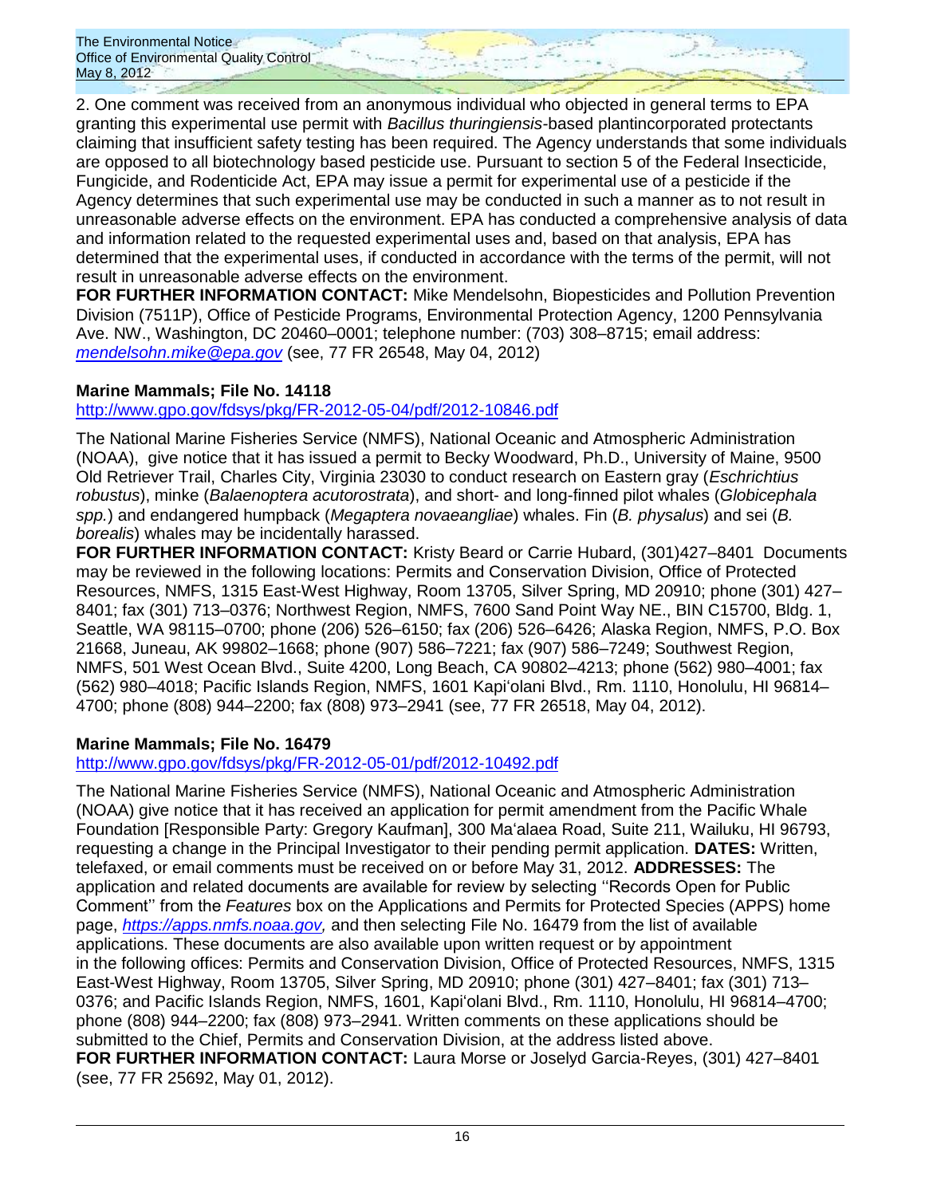2. One comment was received from an anonymous individual who objected in general terms to EPA granting this experimental use permit with *Bacillus thuringiensis*-based plantincorporated protectants claiming that insufficient safety testing has been required. The Agency understands that some individuals are opposed to all biotechnology based pesticide use. Pursuant to section 5 of the Federal Insecticide, Fungicide, and Rodenticide Act, EPA may issue a permit for experimental use of a pesticide if the Agency determines that such experimental use may be conducted in such a manner as to not result in unreasonable adverse effects on the environment. EPA has conducted a comprehensive analysis of data and information related to the requested experimental uses and, based on that analysis, EPA has determined that the experimental uses, if conducted in accordance with the terms of the permit, will not result in unreasonable adverse effects on the environment.

**FOR FURTHER INFORMATION CONTACT:** Mike Mendelsohn, Biopesticides and Pollution Prevention Division (7511P), Office of Pesticide Programs, Environmental Protection Agency, 1200 Pennsylvania Ave. NW., Washington, DC 20460–0001; telephone number: (703) 308–8715; email address: *mendelsohn.mike@epa.gov* (see, 77 FR 26548, May 04, 2012)

**Marine Mammals; File No. 14118**

http://www.gpo.gov/fdsys/pkg/FR-2012-05-04/pdf/2012-10846.pdf

The National Marine Fisheries Service (NMFS), National Oceanic and Atmospheric Administration (NOAA), give notice that it has issued a permit to Becky Woodward, Ph.D., University of Maine, 9500 Old Retriever Trail, Charles City, Virginia 23030 to conduct research on Eastern gray (*Eschrichtius robustus*), minke (*Balaenoptera acutorostrata*), and short- and long-finned pilot whales (*Globicephala spp.*) and endangered humpback (*Megaptera novaeangliae*) whales. Fin (*B. physalus*) and sei (*B. borealis*) whales may be incidentally harassed.

**FOR FURTHER INFORMATION CONTACT:** Kristy Beard or Carrie Hubard, (301)427–8401 Documents may be reviewed in the following locations: Permits and Conservation Division, Office of Protected Resources, NMFS, 1315 East-West Highway, Room 13705, Silver Spring, MD 20910; phone (301) 427–8401; fax (301) 713–0376; Northwest Region, NMFS, 7600 Sand Point Way NE., BIN C15700, Bldg. 1, Seattle, WA 98115–0700; phone (206) 526–6150; fax (206) 526–6426; Alaska Region, NMFS, P.O. Box 21668, Juneau, AK 99802–1668; phone (907) 586–7221; fax (907) 586–7249; Southwest Region, NMFS, 501 West Ocean Blvd., Suite 4200, Long Beach, CA 90802–4213; phone (562) 980–4001; fax (562) 980–4018; Pacific Islands Region, NMFS, 1601 Kapi'olani Blvd., Rm. 1110, Honolulu, HI 96814–4700; phone (808) 944–2200; fax (808) 973–2941 (see, 77 FR 26518, May 04, 2012).

**Marine Mammals; File No. 16479**

http://www.gpo.gov/fdsys/pkg/FR-2012-05-01/pdf/2012-10492.pdf

The National Marine Fisheries Service (NMFS), National Oceanic and Atmospheric Administration (NOAA) give notice that it has received an application for permit amendment from the Pacific Whale Foundation [Responsible Party: Gregory Kaufman], 300 Ma'alaea Road, Suite 211, Wailuku, HI 96793, requesting a change in the Principal Investigator to their pending permit application. **DATES:** Written, telefaxed, or email comments must be received on or before May 31, 2012. **ADDRESSES:** The application and related documents are available for review by selecting ''Records Open for Public Comment'' from the *Features* box on the Applications and Permits for Protected Species (APPS) home page, *https://apps.nmfs.noaa.gov,* and then selecting File No. 16479 from the list of available applications. These documents are also available upon written request or by appointment in the following offices: Permits and Conservation Division, Office of Protected Resources, NMFS, 1315 East-West Highway, Room 13705, Silver Spring, MD 20910; phone (301) 427–8401; fax (301) 713–0376; and Pacific Islands Region, NMFS, 1601, Kapi'olani Blvd., Rm. 1110, Honolulu, HI 96814–4700; phone (808) 944–2200; fax (808) 973–2941. Written comments on these applications should be submitted to the Chief, Permits and Conservation Division, at the address listed above.

**FOR FURTHER INFORMATION CONTACT:** Laura Morse or Joselyd Garcia-Reyes, (301) 427–8401 (see, 77 FR 25692, May 01, 2012).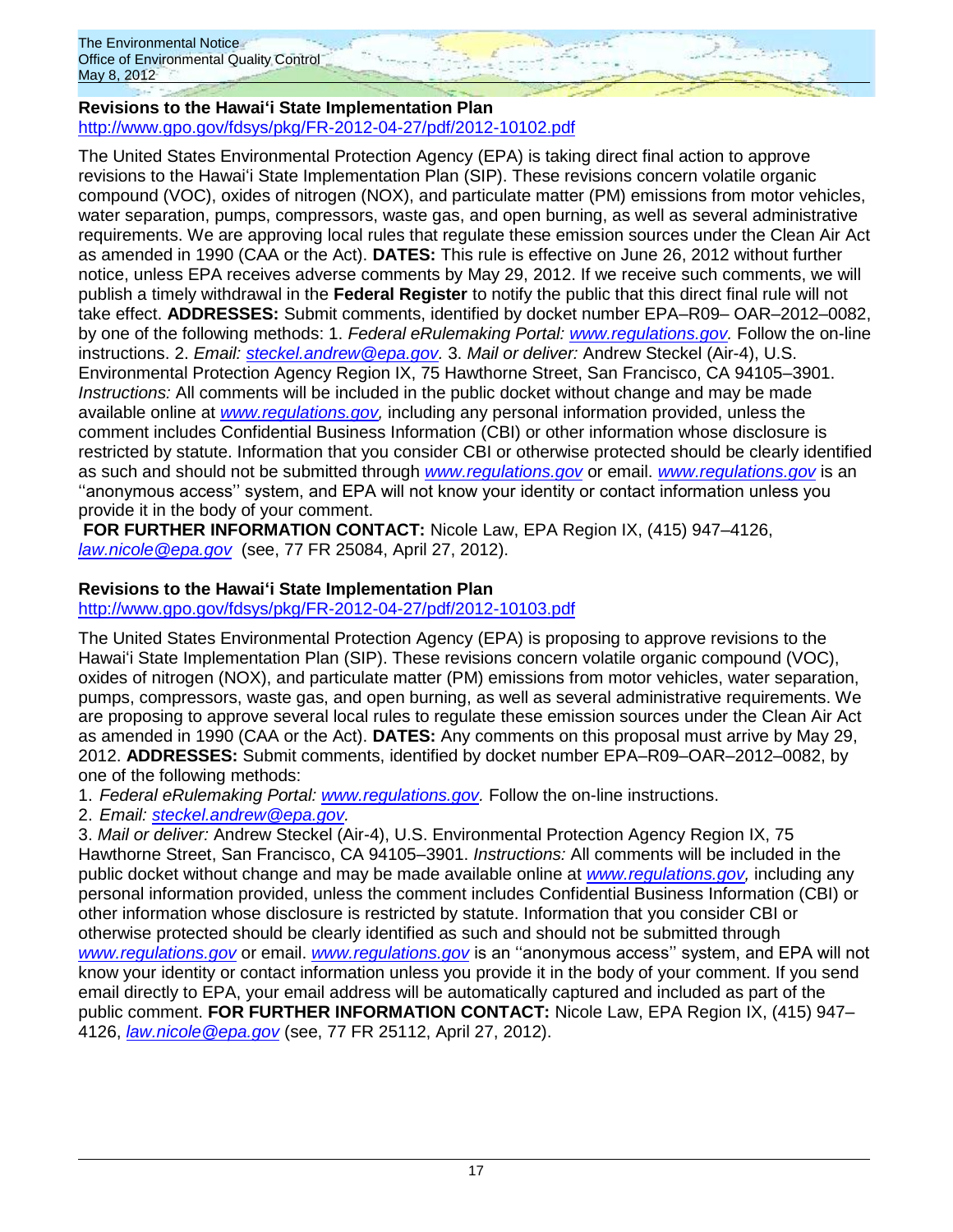### Revisions to the Hawai'i State Implementation Plan

http://www.gpo.gov/fdsys/pkg/FR-2012-04-27/pdf/2012-10102.pdf

The United States Environmental Protection Agency (EPA) is taking direct final action to approve revisions to the Hawai'i State Implementation Plan (SIP). These revisions concern volatile organic compound (VOC), oxides of nitrogen (NOX), and particulate matter (PM) emissions from motor vehicles, water separation, pumps, compressors, waste gas, and open burning, as well as several administrative requirements. We are approving local rules that regulate these emission sources under the Clean Air Act as amended in 1990 (CAA or the Act). **DATES:** This rule is effective on June 26, 2012 without further notice, unless EPA receives adverse comments by May 29, 2012. If we receive such comments, we will publish a timely withdrawal in the **Federal Register** to notify the public that this direct final rule will not take effect. **ADDRESSES:** Submit comments, identified by docket number EPA–R09– OAR–2012–0082, by one of the following methods: 1. *Federal eRulemaking Portal: www.regulations.gov.* Follow the on-line instructions. 2. *Email: steckel.andrew@epa.gov.* 3. *Mail or deliver:* Andrew Steckel (Air-4), U.S. Environmental Protection Agency Region IX, 75 Hawthorne Street, San Francisco, CA 94105–3901. *Instructions:* All comments will be included in the public docket without change and may be made available online at *www.regulations.gov,* including any personal information provided, unless the comment includes Confidential Business Information (CBI) or other information whose disclosure is restricted by statute. Information that you consider CBI or otherwise protected should be clearly identified as such and should not be submitted through *www.regulations.gov* or email. *www.regulations.gov* is an ''anonymous access'' system, and EPA will not know your identity or contact information unless you provide it in the body of your comment.

**FOR FURTHER INFORMATION CONTACT:** Nicole Law, EPA Region IX, (415) 947–4126, *law.nicole@epa.gov* (see, 77 FR 25084, April 27, 2012).

### Revisions to the Hawai'i State Implementation Plan

http://www.gpo.gov/fdsys/pkg/FR-2012-04-27/pdf/2012-10103.pdf

The United States Environmental Protection Agency (EPA) is proposing to approve revisions to the Hawai'i State Implementation Plan (SIP). These revisions concern volatile organic compound (VOC), oxides of nitrogen (NOX), and particulate matter (PM) emissions from motor vehicles, water separation, pumps, compressors, waste gas, and open burning, as well as several administrative requirements. We are proposing to approve several local rules that regulate these emission sources under the Clean Air Act as amended in 1990 (CAA or the Act). **DATES:** Any comments on this proposal must arrive by May 29, 2012. **ADDRESSES:** Submit comments, identified by docket number EPA–R09–OAR–2012–0082, by one of the following methods:

1. *Federal eRulemaking Portal: www.regulations.gov.* Follow the on-line instructions.
2. *Email: steckel.andrew@epa.gov.*
3. *Mail or deliver:* Andrew Steckel (Air-4), U.S. Environmental Protection Agency Region IX, 75 Hawthorne Street, San Francisco, CA 94105–3901. *Instructions:* All comments will be included in the public docket without change and may be made available online at *www.regulations.gov,* including any personal information provided, unless the comment includes Confidential Business Information (CBI) or other information whose disclosure is restricted by statute. Information that you consider CBI or otherwise protected should be clearly identified as such and should not be submitted through *www.regulations.gov* or email. *www.regulations.gov* is an ''anonymous access'' system, and EPA will not know your identity or contact information unless you provide it in the body of your comment. If you send email directly to EPA, your email address will be automatically captured and included as part of the public comment. **FOR FURTHER INFORMATION CONTACT:** Nicole Law, EPA Region IX, (415) 947–4126, *law.nicole@epa.gov* (see, 77 FR 25112, April 27, 2012).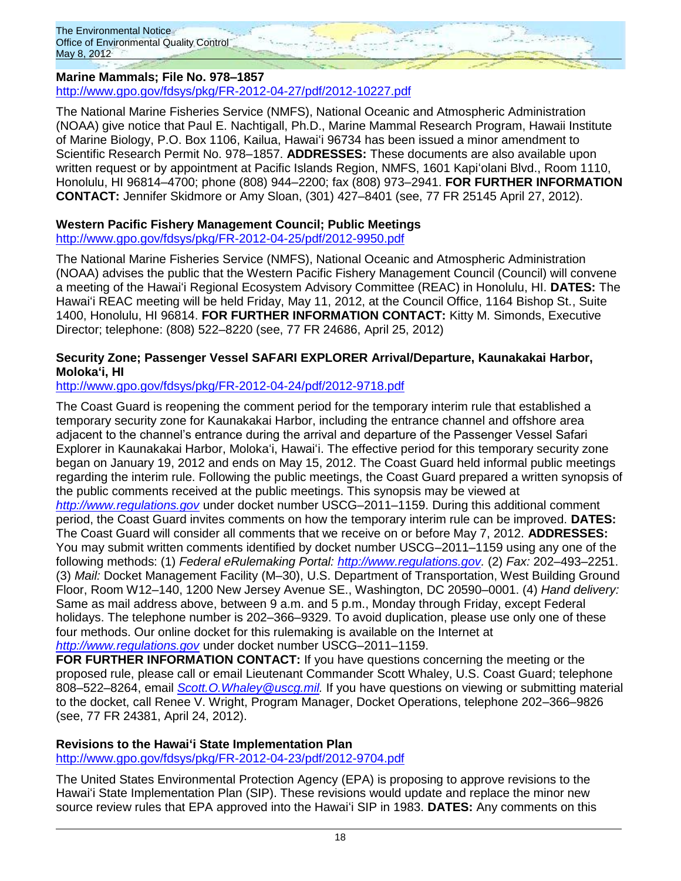**Marine Mammals; File No. 978–1857**
http://www.gpo.gov/fdsys/pkg/FR-2012-04-27/pdf/2012-10227.pdf

The National Marine Fisheries Service (NMFS), National Oceanic and Atmospheric Administration (NOAA) give notice that Paul E. Nachtigall, Ph.D., Marine Mammal Research Program, Hawaii Institute of Marine Biology, P.O. Box 1106, Kailua, Hawaiʻi 96734 has been issued a minor amendment to Scientific Research Permit No. 978–1857. **ADDRESSES:** These documents are also available upon written request or by appointment at Pacific Islands Region, NMFS, 1601 Kapiʻolani Blvd., Room 1110, Honolulu, HI 96814–4700; phone (808) 944–2200; fax (808) 973–2941. **FOR FURTHER INFORMATION CONTACT:** Jennifer Skidmore or Amy Sloan, (301) 427–8401 (see, 77 FR 25145 April 27, 2012).

**Western Pacific Fishery Management Council; Public Meetings**
http://www.gpo.gov/fdsys/pkg/FR-2012-04-25/pdf/2012-9950.pdf

The National Marine Fisheries Service (NMFS), National Oceanic and Atmospheric Administration (NOAA) advises the public that the Western Pacific Fishery Management Council (Council) will convene a meeting of the Hawaiʻi Regional Ecosystem Advisory Committee (REAC) in Honolulu, HI. **DATES:** The Hawaiʻi REAC meeting will be held Friday, May 11, 2012, at the Council Office, 1164 Bishop St., Suite 1400, Honolulu, HI 96814. **FOR FURTHER INFORMATION CONTACT:** Kitty M. Simonds, Executive Director; telephone: (808) 522–8220 (see, 77 FR 24686, April 25, 2012)

**Security Zone; Passenger Vessel SAFARI EXPLORER Arrival/Departure, Kaunakakai Harbor, Molokaʻi, HI**
http://www.gpo.gov/fdsys/pkg/FR-2012-04-24/pdf/2012-9718.pdf

The Coast Guard is reopening the comment period for the temporary interim rule that established a temporary security zone for Kaunakakai Harbor, including the entrance channel and offshore area adjacent to the channel's entrance during the arrival and departure of the Passenger Vessel Safari Explorer in Kaunakakai Harbor, Molokaʻi, Hawaiʻi. The effective period for this temporary security zone began on January 19, 2012 and ends on May 15, 2012. The Coast Guard held informal public meetings regarding the interim rule. Following the public meetings, the Coast Guard prepared a written synopsis of the public comments received at the public meetings. This synopsis may be viewed at *http://www.regulations.gov* under docket number USCG–2011–1159. During this additional comment period, the Coast Guard invites comments on how the temporary interim rule can be improved. **DATES:** The Coast Guard will consider all comments that we receive on or before May 7, 2012. **ADDRESSES:** You may submit written comments identified by docket number USCG–2011–1159 using any one of the following methods: (1) *Federal eRulemaking Portal: http://www.regulations.gov.* (2) *Fax:* 202–493–2251. (3) *Mail:* Docket Management Facility (M–30), U.S. Department of Transportation, West Building Ground Floor, Room W12–140, 1200 New Jersey Avenue SE., Washington, DC 20590–0001. (4) *Hand delivery:* Same as mail address above, between 9 a.m. and 5 p.m., Monday through Friday, except Federal holidays. The telephone number is 202–366–9329. To avoid duplication, please use only one of these four methods. Our online docket for this rulemaking is available on the Internet at *http://www.regulations.gov* under docket number USCG–2011–1159.
**FOR FURTHER INFORMATION CONTACT:** If you have questions concerning the meeting or the proposed rule, please call or email Lieutenant Commander Scott Whaley, U.S. Coast Guard; telephone 808–522–8264, email *Scott.O.Whaley@uscg.mil.* If you have questions on viewing or submitting material to the docket, call Renee V. Wright, Program Manager, Docket Operations, telephone 202–366–9826 (see, 77 FR 24381, April 24, 2012).

**Revisions to the Hawaiʻi State Implementation Plan**
http://www.gpo.gov/fdsys/pkg/FR-2012-04-23/pdf/2012-9704.pdf

The United States Environmental Protection Agency (EPA) is proposing to approve revisions to the Hawaiʻi State Implementation Plan (SIP). These revisions would update and replace the minor new source review rules that EPA approved into the Hawaiʻi SIP in 1983. **DATES:** Any comments on this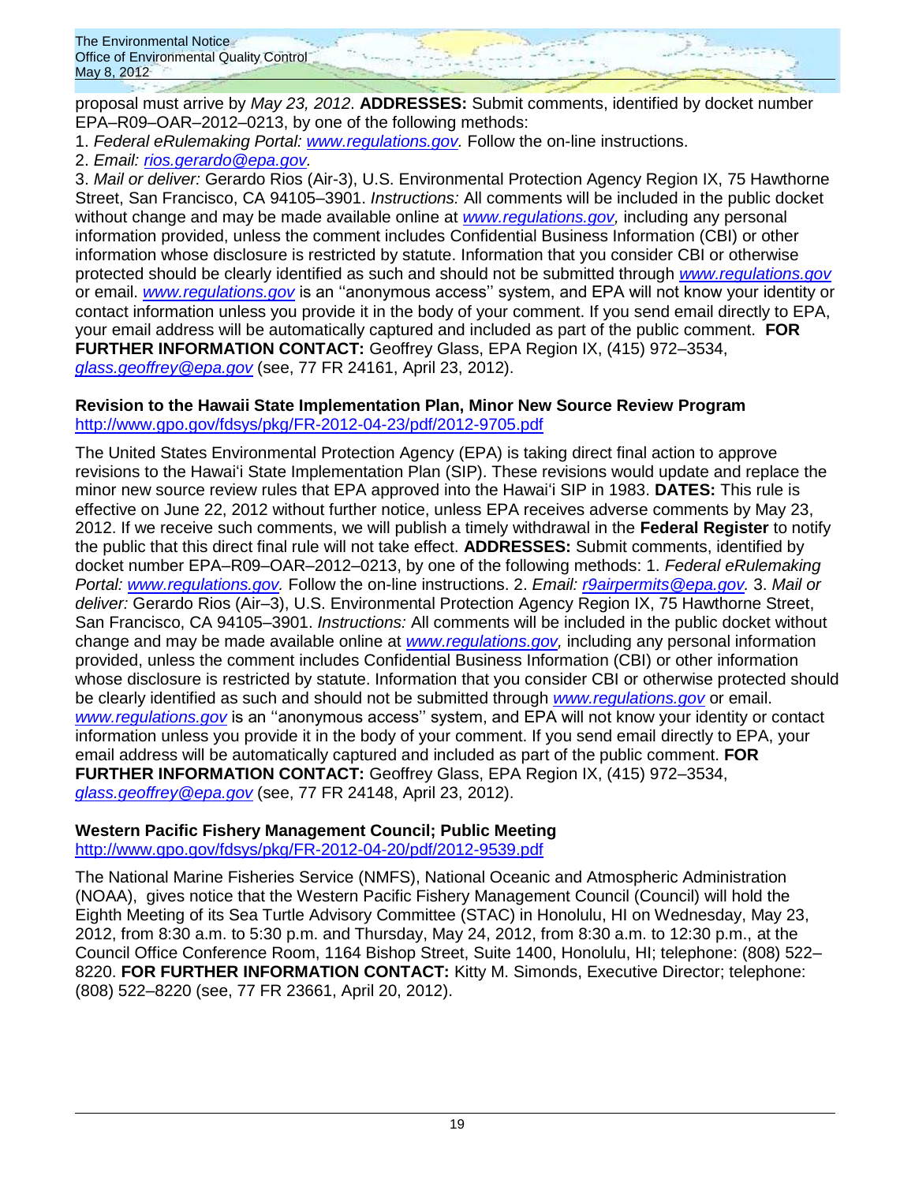proposal must arrive by *May 23, 2012*. **ADDRESSES:** Submit comments, identified by docket number EPA–R09–OAR–2012–0213, by one of the following methods:

1. *Federal eRulemaking Portal: www.regulations.gov.* Follow the on-line instructions.
2. *Email: rios.gerardo@epa.gov.*
3. *Mail or deliver:* Gerardo Rios (Air-3), U.S. Environmental Protection Agency Region IX, 75 Hawthorne Street, San Francisco, CA 94105–3901. *Instructions:* All comments will be included in the public docket without change and may be made available online at *www.regulations.gov,* including any personal information provided, unless the comment includes Confidential Business Information (CBI) or other information whose disclosure is restricted by statute. Information that you consider CBI or otherwise protected should be clearly identified as such and should not be submitted through *www.regulations.gov* or email. *www.regulations.gov* is an ''anonymous access'' system, and EPA will not know your identity or contact information unless you provide it in the body of your comment. If you send email directly to EPA, your email address will be automatically captured and included as part of the public comment. **FOR FURTHER INFORMATION CONTACT:** Geoffrey Glass, EPA Region IX, (415) 972–3534, *glass.geoffrey@epa.gov* (see, 77 FR 24161, April 23, 2012).

**Revision to the Hawaii State Implementation Plan, Minor New Source Review Program**
http://www.gpo.gov/fdsys/pkg/FR-2012-04-23/pdf/2012-9705.pdf

The United States Environmental Protection Agency (EPA) is taking direct final action to approve revisions to the Hawai'i State Implementation Plan (SIP). These revisions would update and replace the minor new source review rules that EPA approved into the Hawai'i SIP in 1983. **DATES:** This rule is effective on June 22, 2012 without further notice, unless EPA receives adverse comments by May 23, 2012. If we receive such comments, we will publish a timely withdrawal in the **Federal Register** to notify the public that this direct final rule will not take effect. **ADDRESSES:** Submit comments, identified by docket number EPA–R09–OAR–2012–0213, by one of the following methods: 1. *Federal eRulemaking Portal: www.regulations.gov.* Follow the on-line instructions. 2. *Email: r9airpermits@epa.gov.* 3. *Mail or deliver:* Gerardo Rios (Air–3), U.S. Environmental Protection Agency Region IX, 75 Hawthorne Street, San Francisco, CA 94105–3901. *Instructions:* All comments will be included in the public docket without change and may be made available online at *www.regulations.gov,* including any personal information provided, unless the comment includes Confidential Business Information (CBI) or other information whose disclosure is restricted by statute. Information that you consider CBI or otherwise protected should be clearly identified as such and should not be submitted through *www.regulations.gov* or email. *www.regulations.gov* is an ''anonymous access'' system, and EPA will not know your identity or contact information unless you provide it in the body of your comment. If you send email directly to EPA, your email address will be automatically captured and included as part of the public comment. **FOR FURTHER INFORMATION CONTACT:** Geoffrey Glass, EPA Region IX, (415) 972–3534, *glass.geoffrey@epa.gov* (see, 77 FR 24148, April 23, 2012).

**Western Pacific Fishery Management Council; Public Meeting**
http://www.gpo.gov/fdsys/pkg/FR-2012-04-20/pdf/2012-9539.pdf

The National Marine Fisheries Service (NMFS), National Oceanic and Atmospheric Administration (NOAA), gives notice that the Western Pacific Fishery Management Council (Council) will hold the Eighth Meeting of its Sea Turtle Advisory Committee (STAC) in Honolulu, HI on Wednesday, May 23, 2012, from 8:30 a.m. to 5:30 p.m. and Thursday, May 24, 2012, from 8:30 a.m. to 12:30 p.m., at the Council Office Conference Room, 1164 Bishop Street, Suite 1400, Honolulu, HI; telephone: (808) 522–8220. **FOR FURTHER INFORMATION CONTACT:** Kitty M. Simonds, Executive Director; telephone: (808) 522–8220 (see, 77 FR 23661, April 20, 2012).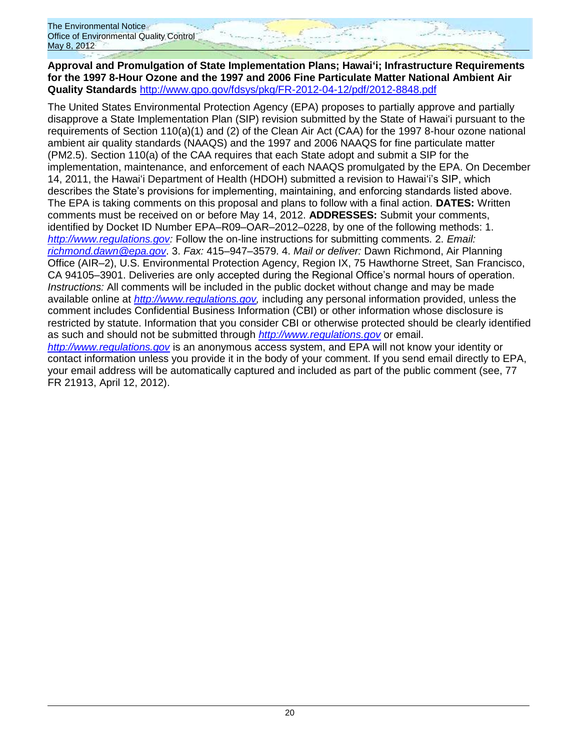**Approval and Promulgation of State Implementation Plans; Hawai'i; Infrastructure Requirements for the 1997 8-Hour Ozone and the 1997 and 2006 Fine Particulate Matter National Ambient Air Quality Standards** http://www.gpo.gov/fdsys/pkg/FR-2012-04-12/pdf/2012-8848.pdf

The United States Environmental Protection Agency (EPA) proposes to partially approve and partially disapprove a State Implementation Plan (SIP) revision submitted by the State of Hawai'i pursuant to the requirements of Section 110(a)(1) and (2) of the Clean Air Act (CAA) for the 1997 8-hour ozone national ambient air quality standards (NAAQS) and the 1997 and 2006 NAAQS for fine particulate matter (PM2.5). Section 110(a) of the CAA requires that each State adopt and submit a SIP for the implementation, maintenance, and enforcement of each NAAQS promulgated by the EPA. On December 14, 2011, the Hawai'i Department of Health (HDOH) submitted a revision to Hawai'i's SIP, which describes the State's provisions for implementing, maintaining, and enforcing standards listed above. The EPA is taking comments on this proposal and plans to follow with a final action. **DATES:** Written comments must be received on or before May 14, 2012. **ADDRESSES:** Submit your comments, identified by Docket ID Number EPA–R09–OAR–2012–0228, by one of the following methods: 1. *http://www.regulations.gov:* Follow the on-line instructions for submitting comments. 2. *Email: richmond.dawn@epa.gov*. 3. *Fax:* 415–947–3579. 4. *Mail or deliver:* Dawn Richmond, Air Planning Office (AIR–2), U.S. Environmental Protection Agency, Region IX, 75 Hawthorne Street, San Francisco, CA 94105–3901. Deliveries are only accepted during the Regional Office's normal hours of operation. *Instructions:* All comments will be included in the public docket without change and may be made available online at *http://www.regulations.gov,* including any personal information provided, unless the comment includes Confidential Business Information (CBI) or other information whose disclosure is restricted by statute. Information that you consider CBI or otherwise protected should be clearly identified as such and should not be submitted through *http://www.regulations.gov* or email. *http://www.regulations.gov* is an anonymous access system, and EPA will not know your identity or contact information unless you provide it in the body of your comment. If you send email directly to EPA, your email address will be automatically captured and included as part of the public comment (see, 77 FR 21913, April 12, 2012).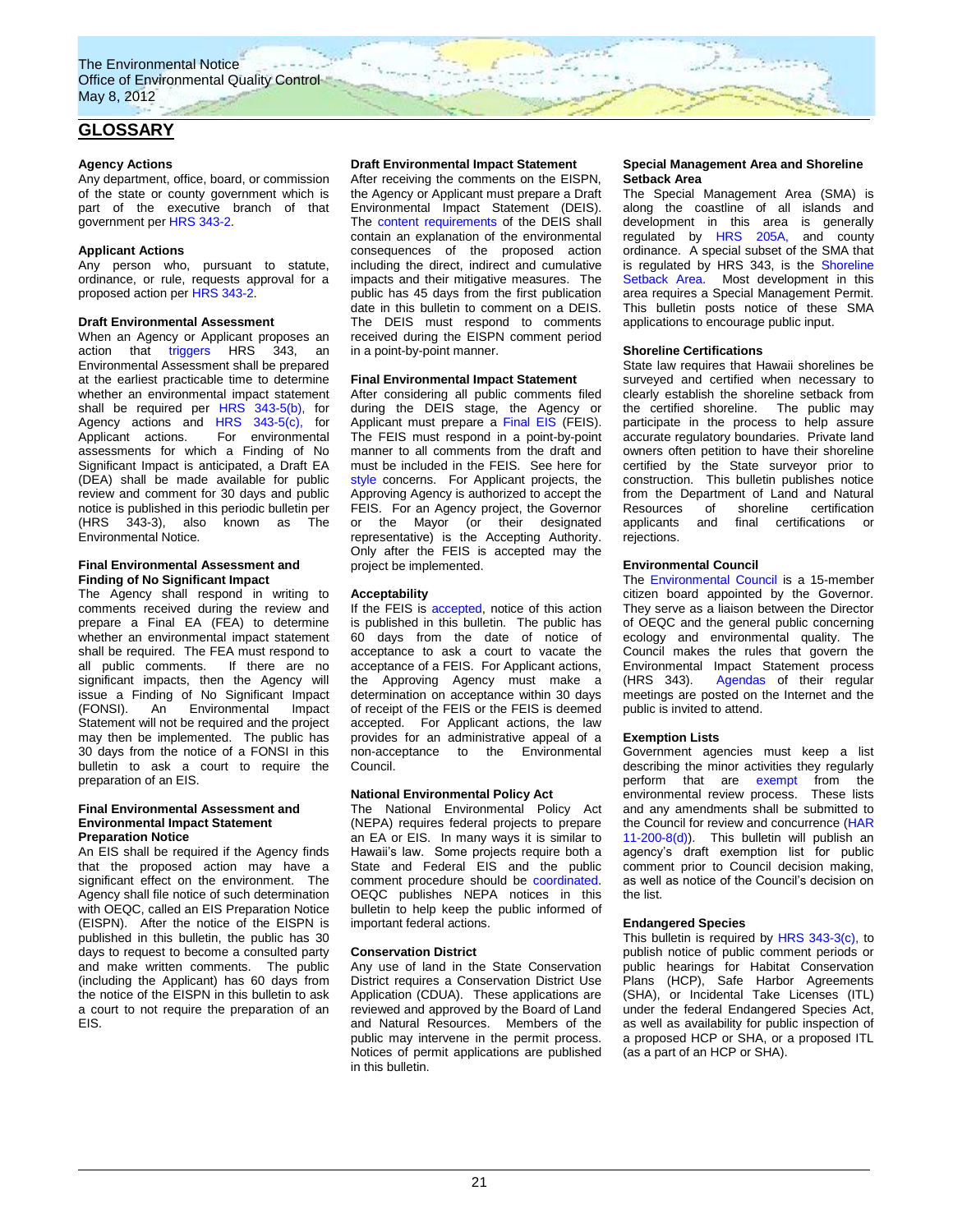## GLOSSARY

### Agency Actions

Any department, office, board, or commission of the state or county government which is part of the executive branch of that government per HRS 343-2.

### Applicant Actions

Any person who, pursuant to statute, ordinance, or rule, requests approval for a proposed action per HRS 343-2.

### Draft Environmental Assessment

When an Agency or Applicant proposes an action that triggers HRS 343, an Environmental Assessment shall be prepared at the earliest practicable time to determine whether an environmental impact statement shall be required per HRS 343-5(b), for Agency actions and HRS 343-5(c), for Applicant actions. For environmental assessments for which a Finding of No Significant Impact is anticipated, a Draft EA (DEA) shall be made available for public review and comment for 30 days and public notice is published in this periodic bulletin per (HRS 343-3), also known as The Environmental Notice.

### Final Environmental Assessment and Finding of No Significant Impact

The Agency shall respond in writing to comments received during the review and prepare a Final EA (FEA) to determine whether an environmental impact statement shall be required. The FEA must respond to all public comments. If there are no significant impacts, then the Agency will issue a Finding of No Significant Impact (FONSI). An Environmental Impact Statement will not be required and the project may then be implemented. The public has 30 days from the notice of a FONSI in this bulletin to ask a court to require the preparation of an EIS.

### Final Environmental Assessment and Environmental Impact Statement Preparation Notice

An EIS shall be required if the Agency finds that the proposed action may have a significant effect on the environment. The Agency shall file notice of such determination with OEQC, called an EIS Preparation Notice (EISPN). After the notice of the EISPN is published in this bulletin, the public has 30 days to request to become a consulted party and make written comments. The public (including the Applicant) has 60 days from the notice of the EISPN in this bulletin to ask a court to not require the preparation of an EIS.

### Draft Environmental Impact Statement

After receiving the comments on the EISPN, the Agency or Applicant must prepare a Draft Environmental Impact Statement (DEIS). The content requirements of the DEIS shall contain an explanation of the environmental consequences of the proposed action including the direct, indirect and cumulative impacts and their mitigative measures. The public has 45 days from the first publication date in this bulletin to comment on a DEIS. The DEIS must respond to comments received during the EISPN comment period in a point-by-point manner.

### Final Environmental Impact Statement

After considering all public comments filed during the DEIS stage, the Agency or Applicant must prepare a Final EIS (FEIS). The FEIS must respond in a point-by-point manner to all comments from the draft and must be included in the FEIS. See here for style concerns. For Applicant projects, the Approving Agency is authorized to accept the FEIS. For an Agency project, the Governor or the Mayor (or their designated representative) is the Accepting Authority. Only after the FEIS is accepted may the project be implemented.

### Acceptability

If the FEIS is accepted, notice of this action is published in this bulletin. The public has 60 days from the date of notice of acceptance to ask a court to vacate the acceptance of a FEIS. For Applicant actions, the Approving Agency must make a determination on acceptance within 30 days of receipt of the FEIS or the FEIS is deemed accepted. For Applicant actions, the law provides for an administrative appeal of a non-acceptance to the Environmental Council.

### National Environmental Policy Act

The National Environmental Policy Act (NEPA) requires federal projects to prepare an EA or EIS. In many ways it is similar to Hawaii's law. Some projects require both a State and Federal EIS and the public comment procedure should be coordinated. OEQC publishes NEPA notices in this bulletin to help keep the public informed of important federal actions.

### Conservation District

Any use of land in the State Conservation District requires a Conservation District Use Application (CDUA). These applications are reviewed and approved by the Board of Land and Natural Resources. Members of the public may intervene in the permit process. Notices of permit applications are published in this bulletin.

### Special Management Area and Shoreline Setback Area

The Special Management Area (SMA) is along the coastline of all islands and development in this area is generally regulated by HRS 205A, and county ordinance. A special subset of the SMA that is regulated by HRS 343, is the Shoreline Setback Area. Most development in this area requires a Special Management Permit. This bulletin posts notice of these SMA applications to encourage public input.

### Shoreline Certifications

State law requires that Hawaii shorelines be surveyed and certified when necessary to clearly establish the shoreline setback from the certified shoreline. The public may participate in the process to help assure accurate regulatory boundaries. Private land owners often petition to have their shoreline certified by the State surveyor prior to construction. This bulletin publishes notice from the Department of Land and Natural Resources of shoreline certification applicants and final certifications or rejections.

### Environmental Council

The Environmental Council is a 15-member citizen board appointed by the Governor. They serve as a liaison between the Director of OEQC and the general public concerning ecology and environmental quality. The Council makes the rules that govern the Environmental Impact Statement process (HRS 343). Agendas of their regular meetings are posted on the Internet and the public is invited to attend.

### Exemption Lists

Government agencies must keep a list describing the minor activities they regularly perform that are exempt from the environmental review process. These lists and any amendments shall be submitted to the Council for review and concurrence (HAR 11-200-8(d)). This bulletin will publish an agency's draft exemption list for public comment prior to Council decision making, as well as notice of the Council's decision on the list.

### Endangered Species

This bulletin is required by HRS 343-3(c), to publish notice of public comment periods or public hearings for Habitat Conservation Plans (HCP), Safe Harbor Agreements (SHA), or Incidental Take Licenses (ITL) under the federal Endangered Species Act, as well as availability for public inspection of a proposed HCP or SHA, or a proposed ITL (as a part of an HCP or SHA).